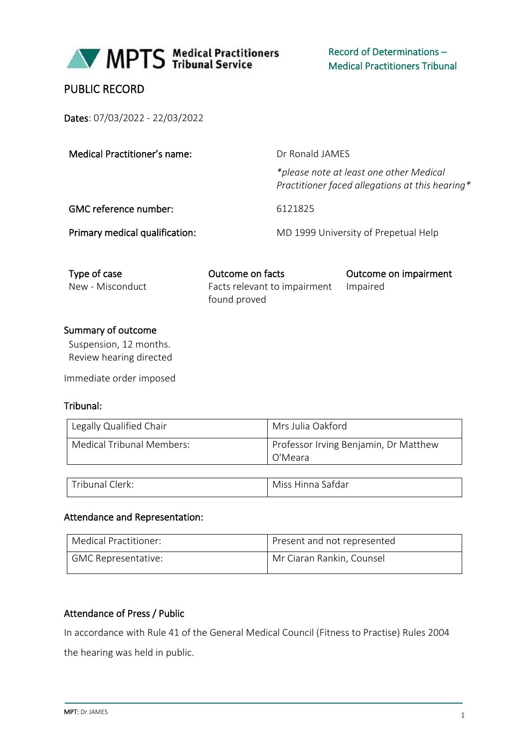MPTS Medical Practitioners Tribunal Service

Record of Determinations – Medical Practitioners Tribunal

# PUBLIC RECORD

**Dates**: 07/03/2022 - 22/03/2022

| | |
|---|---|
| **Medical Practitioner's name:** | Dr Ronald JAMES<br>*\*please note at least one other Medical Practitioner faced allegations at this hearing\** |
| **GMC reference number:** | 6121825 |
| **Primary medical qualification:** | MD 1999 University of Perpetual Help |

| Type of case | Outcome on facts | Outcome on impairment |
|---|---|---|
| New - Misconduct | Facts relevant to impairment found proved | Impaired |

## Summary of outcome

Suspension, 12 months.
Review hearing directed

Immediate order imposed

## Tribunal:

| | |
|---|---|
| Legally Qualified Chair | Mrs Julia Oakford |
| Medical Tribunal Members: | Professor Irving Benjamin, Dr Matthew O'Meara |

| | |
|---|---|
| Tribunal Clerk: | Miss Hinna Safdar |

## Attendance and Representation:

| | |
|---|---|
| Medical Practitioner: | Present and not represented |
| GMC Representative: | Mr Ciaran Rankin, Counsel |

## Attendance of Press / Public

In accordance with Rule 41 of the General Medical Council (Fitness to Practise) Rules 2004 the hearing was held in public.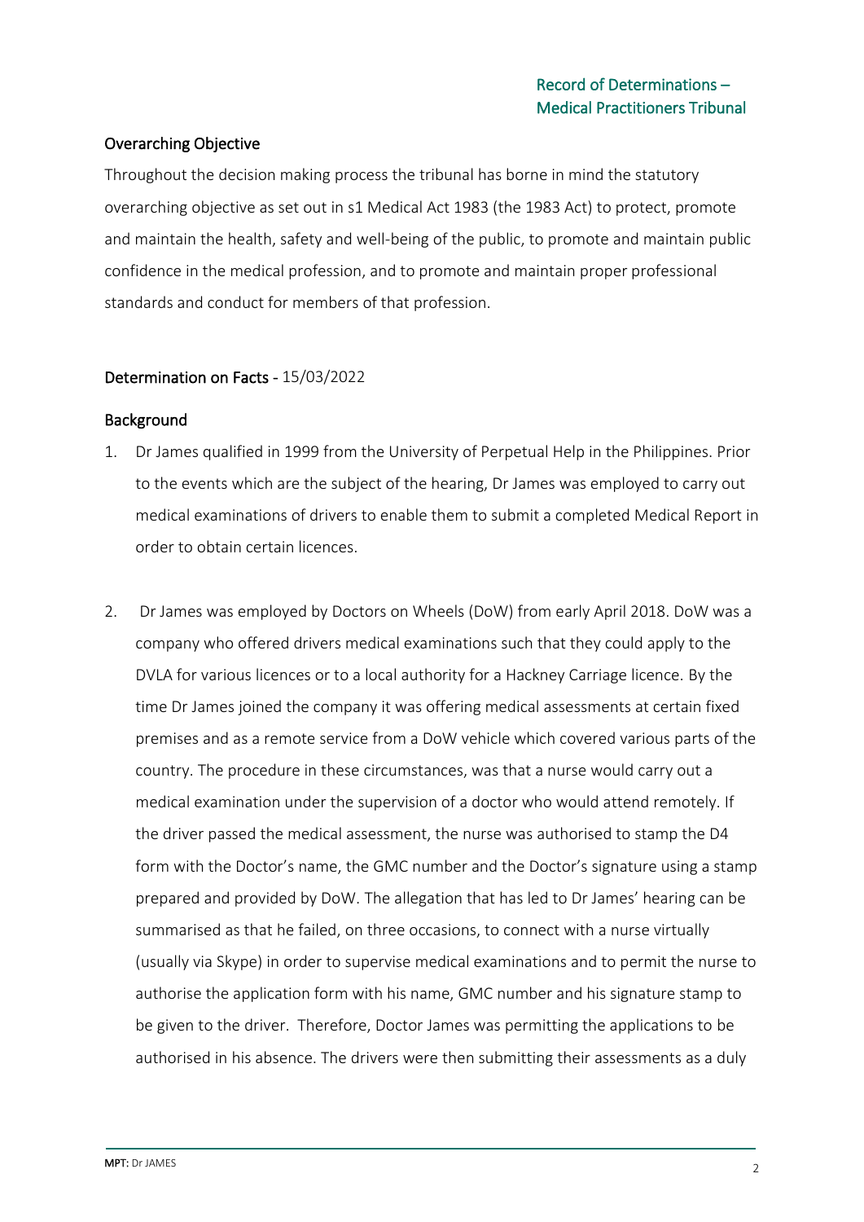## Overarching Objective

Throughout the decision making process the tribunal has borne in mind the statutory overarching objective as set out in s1 Medical Act 1983 (the 1983 Act) to protect, promote and maintain the health, safety and well-being of the public, to promote and maintain public confidence in the medical profession, and to promote and maintain proper professional standards and conduct for members of that profession.

## Determination on Facts - 15/03/2022

### Background

1. Dr James qualified in 1999 from the University of Perpetual Help in the Philippines. Prior to the events which are the subject of the hearing, Dr James was employed to carry out medical examinations of drivers to enable them to submit a completed Medical Report in order to obtain certain licences.

2. Dr James was employed by Doctors on Wheels (DoW) from early April 2018. DoW was a company who offered drivers medical examinations such that they could apply to the DVLA for various licences or to a local authority for a Hackney Carriage licence. By the time Dr James joined the company it was offering medical assessments at certain fixed premises and as a remote service from a DoW vehicle which covered various parts of the country. The procedure in these circumstances, was that a nurse would carry out a medical examination under the supervision of a doctor who would attend remotely. If the driver passed the medical assessment, the nurse was authorised to stamp the D4 form with the Doctor's name, the GMC number and the Doctor's signature using a stamp prepared and provided by DoW. The allegation that has led to Dr James' hearing can be summarised as that he failed, on three occasions, to connect with a nurse virtually (usually via Skype) in order to supervise medical examinations and to permit the nurse to authorise the application form with his name, GMC number and his signature stamp to be given to the driver. Therefore, Doctor James was permitting the applications to be authorised in his absence. The drivers were then submitting their assessments as a duly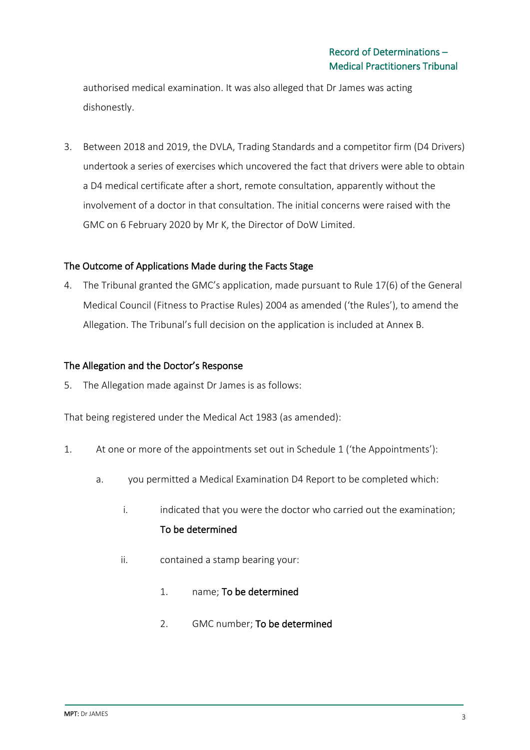authorised medical examination. It was also alleged that Dr James was acting dishonestly.

3. Between 2018 and 2019, the DVLA, Trading Standards and a competitor firm (D4 Drivers) undertook a series of exercises which uncovered the fact that drivers were able to obtain a D4 medical certificate after a short, remote consultation, apparently without the involvement of a doctor in that consultation. The initial concerns were raised with the GMC on 6 February 2020 by Mr K, the Director of DoW Limited.

## The Outcome of Applications Made during the Facts Stage

4. The Tribunal granted the GMC's application, made pursuant to Rule 17(6) of the General Medical Council (Fitness to Practise Rules) 2004 as amended ('the Rules'), to amend the Allegation. The Tribunal's full decision on the application is included at Annex B.

## The Allegation and the Doctor's Response

5. The Allegation made against Dr James is as follows:

That being registered under the Medical Act 1983 (as amended):

1. At one or more of the appointments set out in Schedule 1 ('the Appointments'):

    a. you permitted a Medical Examination D4 Report to be completed which:

        i. indicated that you were the doctor who carried out the examination; **To be determined**

        ii. contained a stamp bearing your:

            1. name; **To be determined**

            2. GMC number; **To be determined**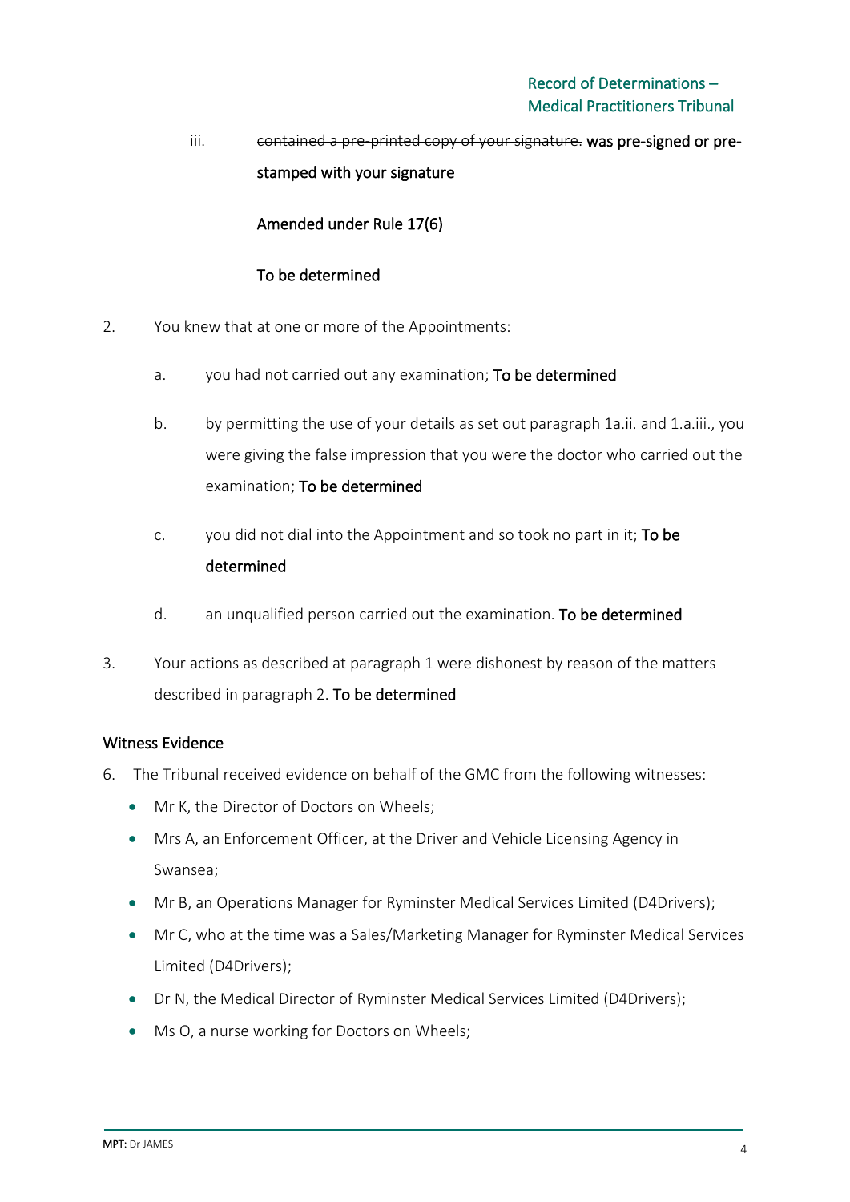iii. ~~contained a pre-printed copy of your signature.~~ **was pre-signed or pre-stamped with your signature**

**Amended under Rule 17(6)**

**To be determined**

2. You knew that at one or more of the Appointments:

    a. you had not carried out any examination; **To be determined**

    b. by permitting the use of your details as set out paragraph 1a.ii. and 1.a.iii., you were giving the false impression that you were the doctor who carried out the examination; **To be determined**

    c. you did not dial into the Appointment and so took no part in it; **To be determined**

    d. an unqualified person carried out the examination. **To be determined**

3. Your actions as described at paragraph 1 were dishonest by reason of the matters described in paragraph 2. **To be determined**

## Witness Evidence

6. The Tribunal received evidence on behalf of the GMC from the following witnesses:

- Mr K, the Director of Doctors on Wheels;
- Mrs A, an Enforcement Officer, at the Driver and Vehicle Licensing Agency in Swansea;
- Mr B, an Operations Manager for Ryminster Medical Services Limited (D4Drivers);
- Mr C, who at the time was a Sales/Marketing Manager for Ryminster Medical Services Limited (D4Drivers);
- Dr N, the Medical Director of Ryminster Medical Services Limited (D4Drivers);
- Ms O, a nurse working for Doctors on Wheels;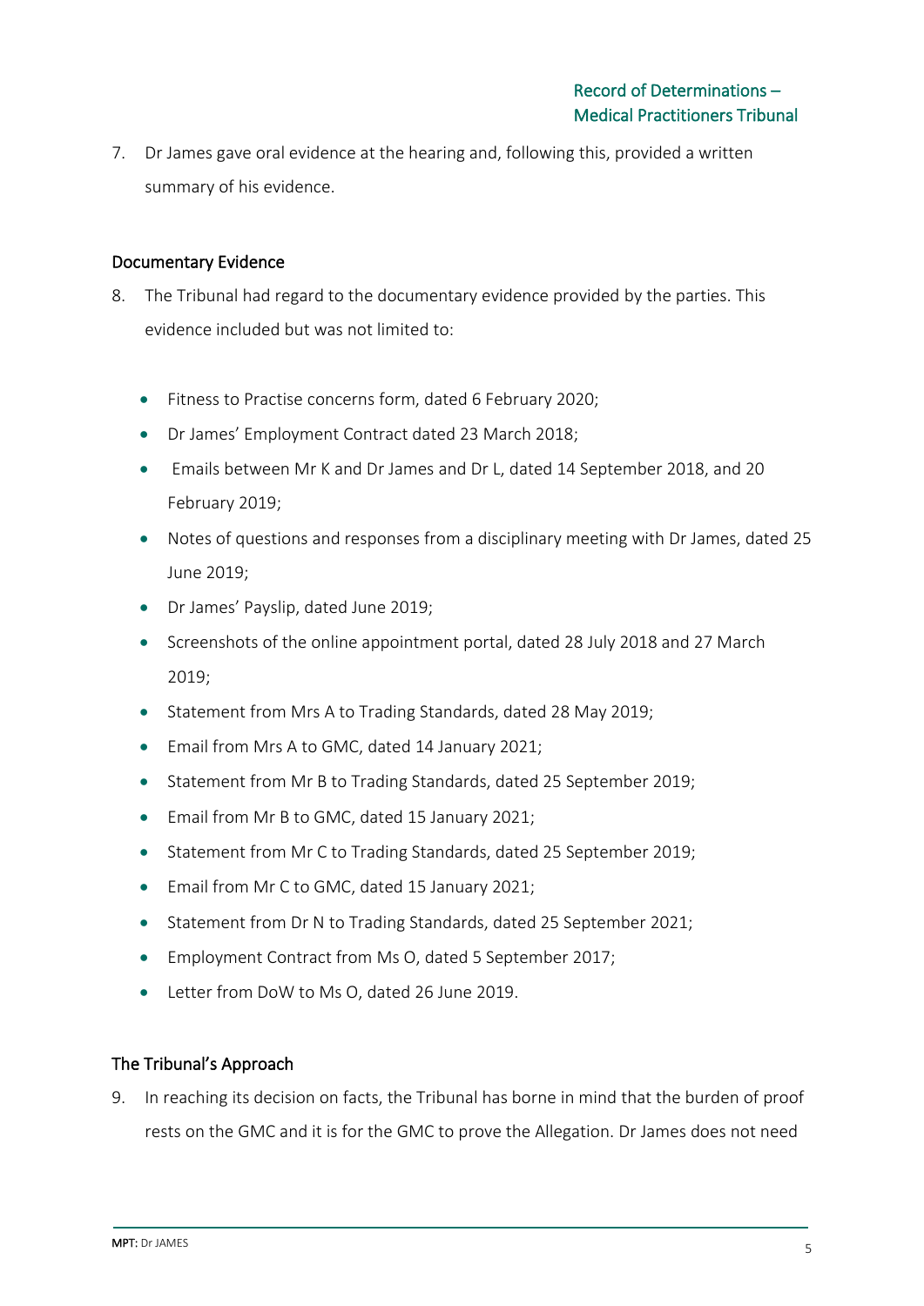7. Dr James gave oral evidence at the hearing and, following this, provided a written summary of his evidence.

## Documentary Evidence

8. The Tribunal had regard to the documentary evidence provided by the parties. This evidence included but was not limited to:

   - Fitness to Practise concerns form, dated 6 February 2020;
   - Dr James' Employment Contract dated 23 March 2018;
   - Emails between Mr K and Dr James and Dr L, dated 14 September 2018, and 20 February 2019;
   - Notes of questions and responses from a disciplinary meeting with Dr James, dated 25 June 2019;
   - Dr James' Payslip, dated June 2019;
   - Screenshots of the online appointment portal, dated 28 July 2018 and 27 March 2019;
   - Statement from Mrs A to Trading Standards, dated 28 May 2019;
   - Email from Mrs A to GMC, dated 14 January 2021;
   - Statement from Mr B to Trading Standards, dated 25 September 2019;
   - Email from Mr B to GMC, dated 15 January 2021;
   - Statement from Mr C to Trading Standards, dated 25 September 2019;
   - Email from Mr C to GMC, dated 15 January 2021;
   - Statement from Dr N to Trading Standards, dated 25 September 2021;
   - Employment Contract from Ms O, dated 5 September 2017;
   - Letter from DoW to Ms O, dated 26 June 2019.

## The Tribunal's Approach

9. In reaching its decision on facts, the Tribunal has borne in mind that the burden of proof rests on the GMC and it is for the GMC to prove the Allegation. Dr James does not need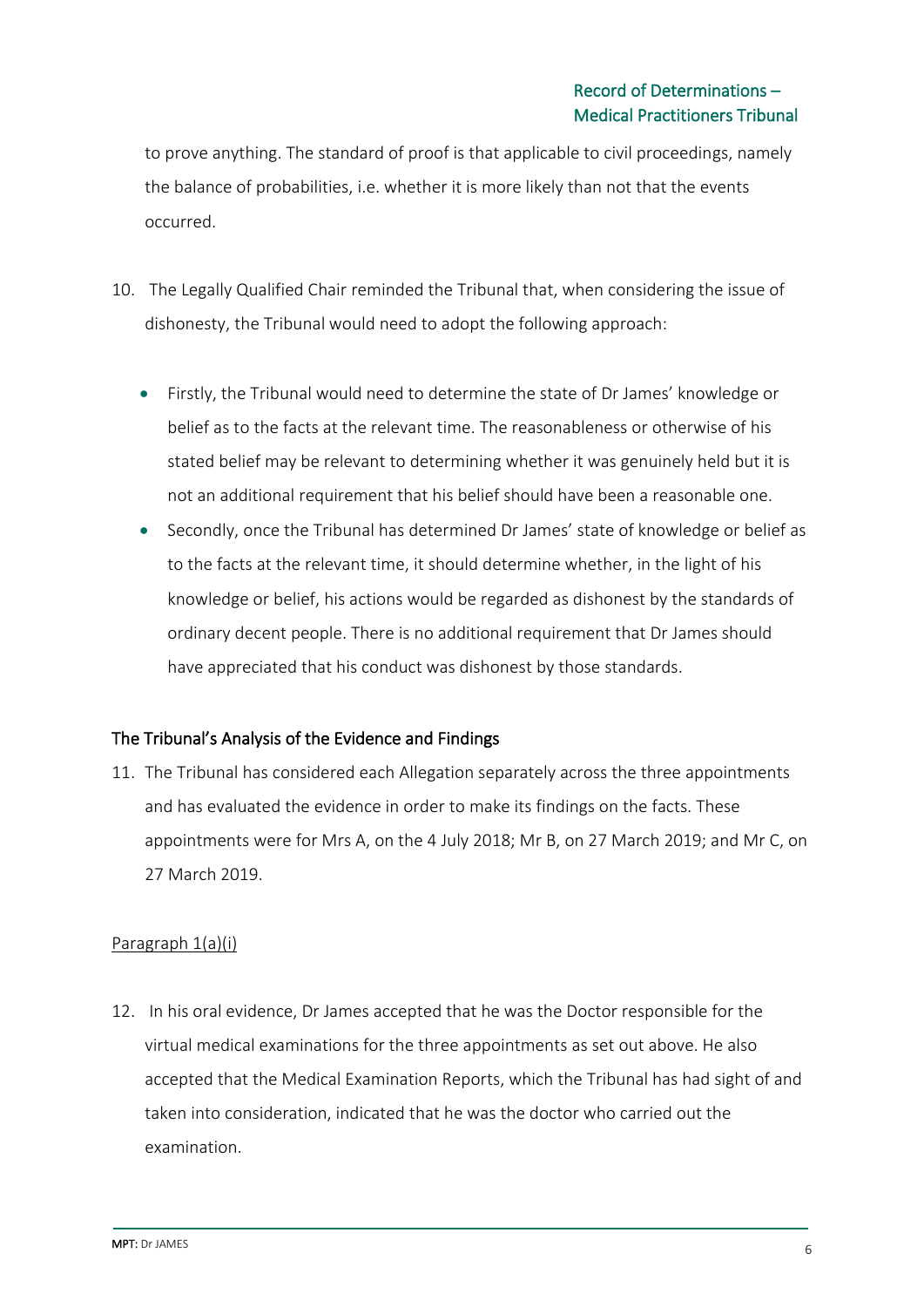to prove anything. The standard of proof is that applicable to civil proceedings, namely the balance of probabilities, i.e. whether it is more likely than not that the events occurred.

10. The Legally Qualified Chair reminded the Tribunal that, when considering the issue of dishonesty, the Tribunal would need to adopt the following approach:

    - Firstly, the Tribunal would need to determine the state of Dr James' knowledge or belief as to the facts at the relevant time. The reasonableness or otherwise of his stated belief may be relevant to determining whether it was genuinely held but it is not an additional requirement that his belief should have been a reasonable one.
    - Secondly, once the Tribunal has determined Dr James' state of knowledge or belief as to the facts at the relevant time, it should determine whether, in the light of his knowledge or belief, his actions would be regarded as dishonest by the standards of ordinary decent people. There is no additional requirement that Dr James should have appreciated that his conduct was dishonest by those standards.

## The Tribunal's Analysis of the Evidence and Findings

11. The Tribunal has considered each Allegation separately across the three appointments and has evaluated the evidence in order to make its findings on the facts. These appointments were for Mrs A, on the 4 July 2018; Mr B, on 27 March 2019; and Mr C, on 27 March 2019.

<u>Paragraph 1(a)(i)</u>

12. In his oral evidence, Dr James accepted that he was the Doctor responsible for the virtual medical examinations for the three appointments as set out above. He also accepted that the Medical Examination Reports, which the Tribunal has had sight of and taken into consideration, indicated that he was the doctor who carried out the examination.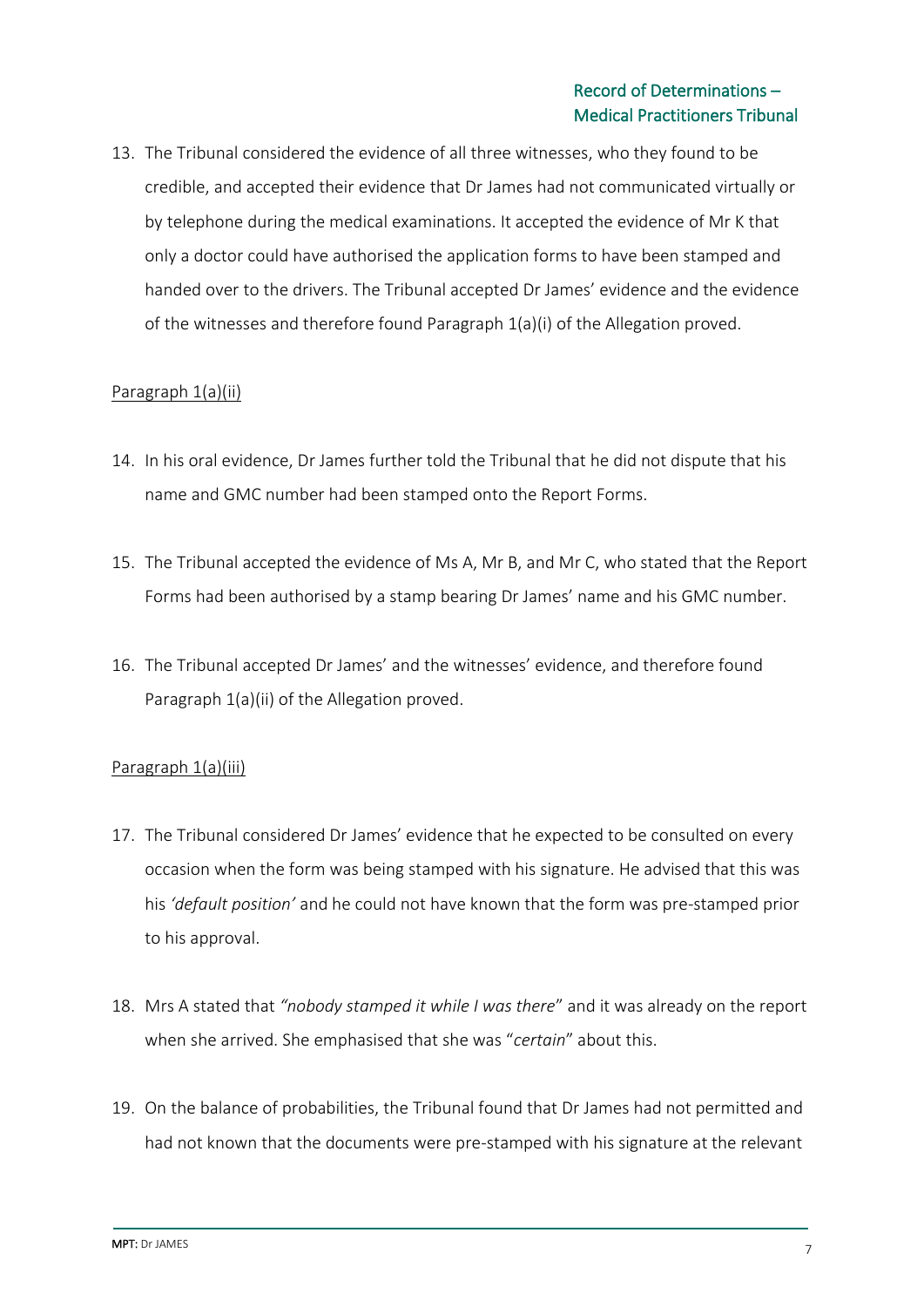13. The Tribunal considered the evidence of all three witnesses, who they found to be credible, and accepted their evidence that Dr James had not communicated virtually or by telephone during the medical examinations. It accepted the evidence of Mr K that only a doctor could have authorised the application forms to have been stamped and handed over to the drivers. The Tribunal accepted Dr James' evidence and the evidence of the witnesses and therefore found Paragraph 1(a)(i) of the Allegation proved.

<u>Paragraph 1(a)(ii)</u>

14. In his oral evidence, Dr James further told the Tribunal that he did not dispute that his name and GMC number had been stamped onto the Report Forms.

15. The Tribunal accepted the evidence of Ms A, Mr B, and Mr C, who stated that the Report Forms had been authorised by a stamp bearing Dr James' name and his GMC number.

16. The Tribunal accepted Dr James' and the witnesses' evidence, and therefore found Paragraph 1(a)(ii) of the Allegation proved.

<u>Paragraph 1(a)(iii)</u>

17. The Tribunal considered Dr James' evidence that he expected to be consulted on every occasion when the form was being stamped with his signature. He advised that this was his *'default position'* and he could not have known that the form was pre-stamped prior to his approval.

18. Mrs A stated that *"nobody stamped it while I was there*" and it was already on the report when she arrived. She emphasised that she was "*certain*" about this.

19. On the balance of probabilities, the Tribunal found that Dr James had not permitted and had not known that the documents were pre-stamped with his signature at the relevant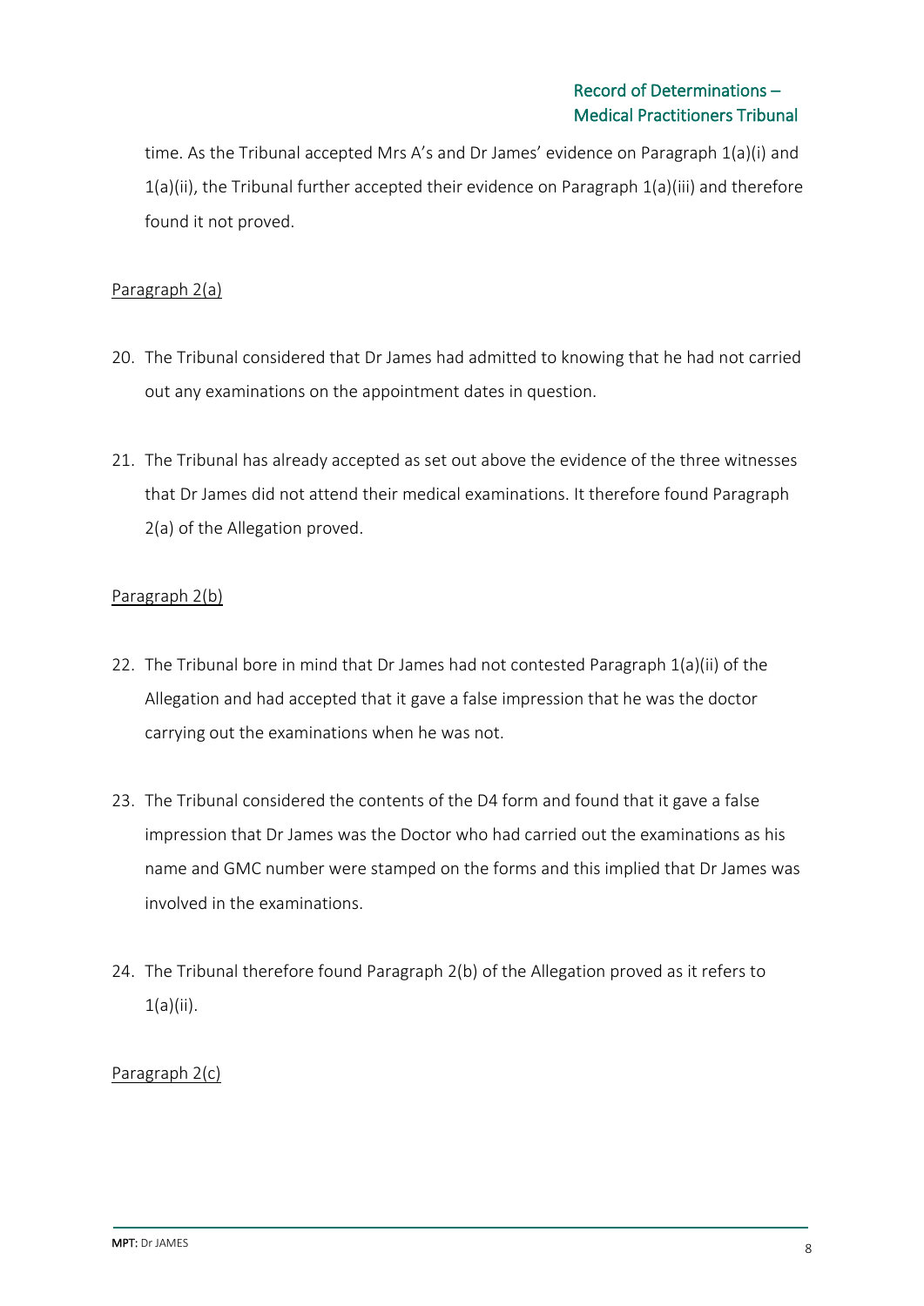time. As the Tribunal accepted Mrs A's and Dr James' evidence on Paragraph 1(a)(i) and 1(a)(ii), the Tribunal further accepted their evidence on Paragraph 1(a)(iii) and therefore found it not proved.

Paragraph 2(a)

20. The Tribunal considered that Dr James had admitted to knowing that he had not carried out any examinations on the appointment dates in question.

21. The Tribunal has already accepted as set out above the evidence of the three witnesses that Dr James did not attend their medical examinations. It therefore found Paragraph 2(a) of the Allegation proved.

Paragraph 2(b)

22. The Tribunal bore in mind that Dr James had not contested Paragraph 1(a)(ii) of the Allegation and had accepted that it gave a false impression that he was the doctor carrying out the examinations when he was not.

23. The Tribunal considered the contents of the D4 form and found that it gave a false impression that Dr James was the Doctor who had carried out the examinations as his name and GMC number were stamped on the forms and this implied that Dr James was involved in the examinations.

24. The Tribunal therefore found Paragraph 2(b) of the Allegation proved as it refers to 1(a)(ii).

Paragraph 2(c)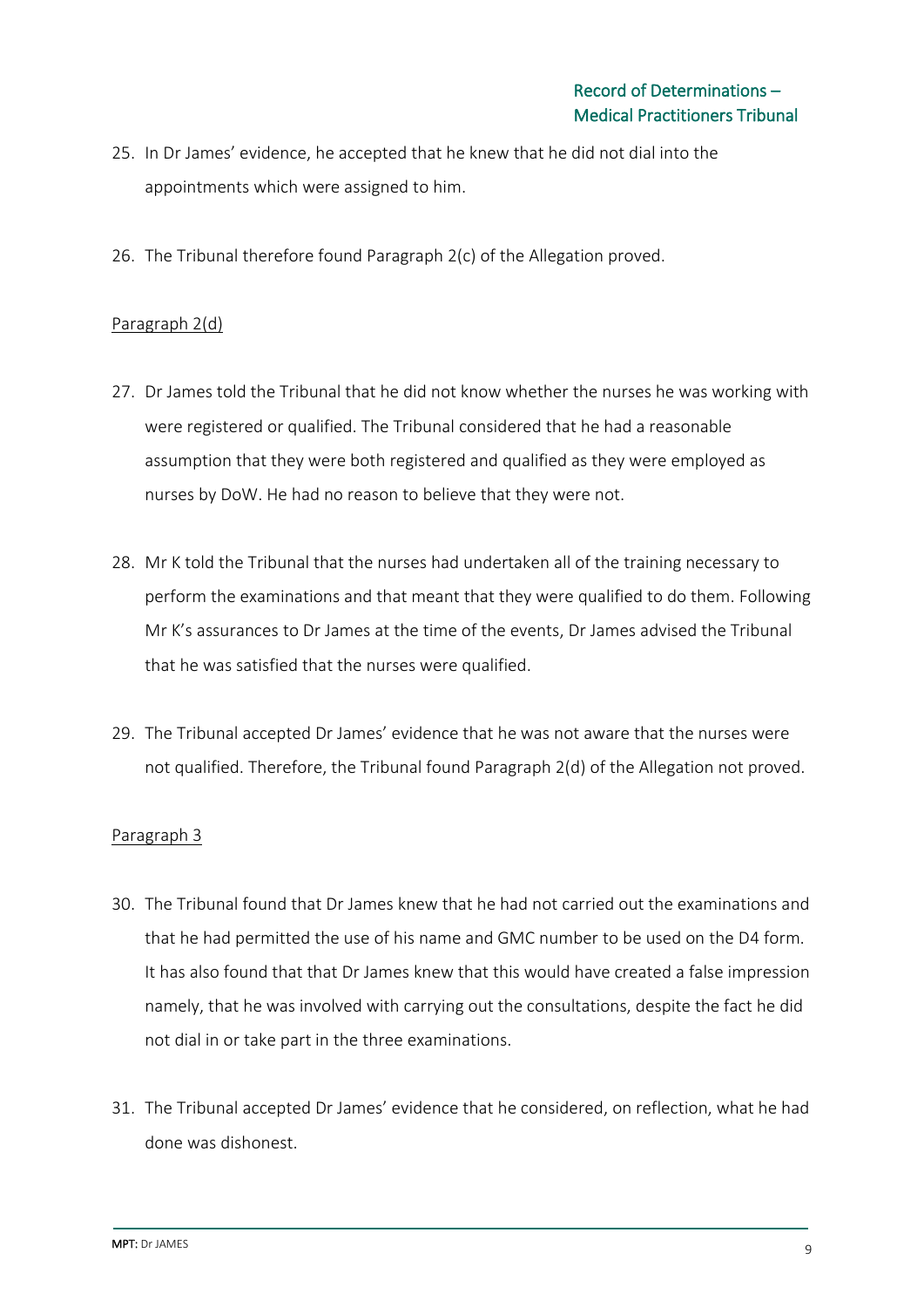25. In Dr James' evidence, he accepted that he knew that he did not dial into the appointments which were assigned to him.

26. The Tribunal therefore found Paragraph 2(c) of the Allegation proved.

<u>Paragraph 2(d)</u>

27. Dr James told the Tribunal that he did not know whether the nurses he was working with were registered or qualified. The Tribunal considered that he had a reasonable assumption that they were both registered and qualified as they were employed as nurses by DoW. He had no reason to believe that they were not.

28. Mr K told the Tribunal that the nurses had undertaken all of the training necessary to perform the examinations and that meant that they were qualified to do them. Following Mr K's assurances to Dr James at the time of the events, Dr James advised the Tribunal that he was satisfied that the nurses were qualified.

29. The Tribunal accepted Dr James' evidence that he was not aware that the nurses were not qualified. Therefore, the Tribunal found Paragraph 2(d) of the Allegation not proved.

<u>Paragraph 3</u>

30. The Tribunal found that Dr James knew that he had not carried out the examinations and that he had permitted the use of his name and GMC number to be used on the D4 form. It has also found that that Dr James knew that this would have created a false impression namely, that he was involved with carrying out the consultations, despite the fact he did not dial in or take part in the three examinations.

31. The Tribunal accepted Dr James' evidence that he considered, on reflection, what he had done was dishonest.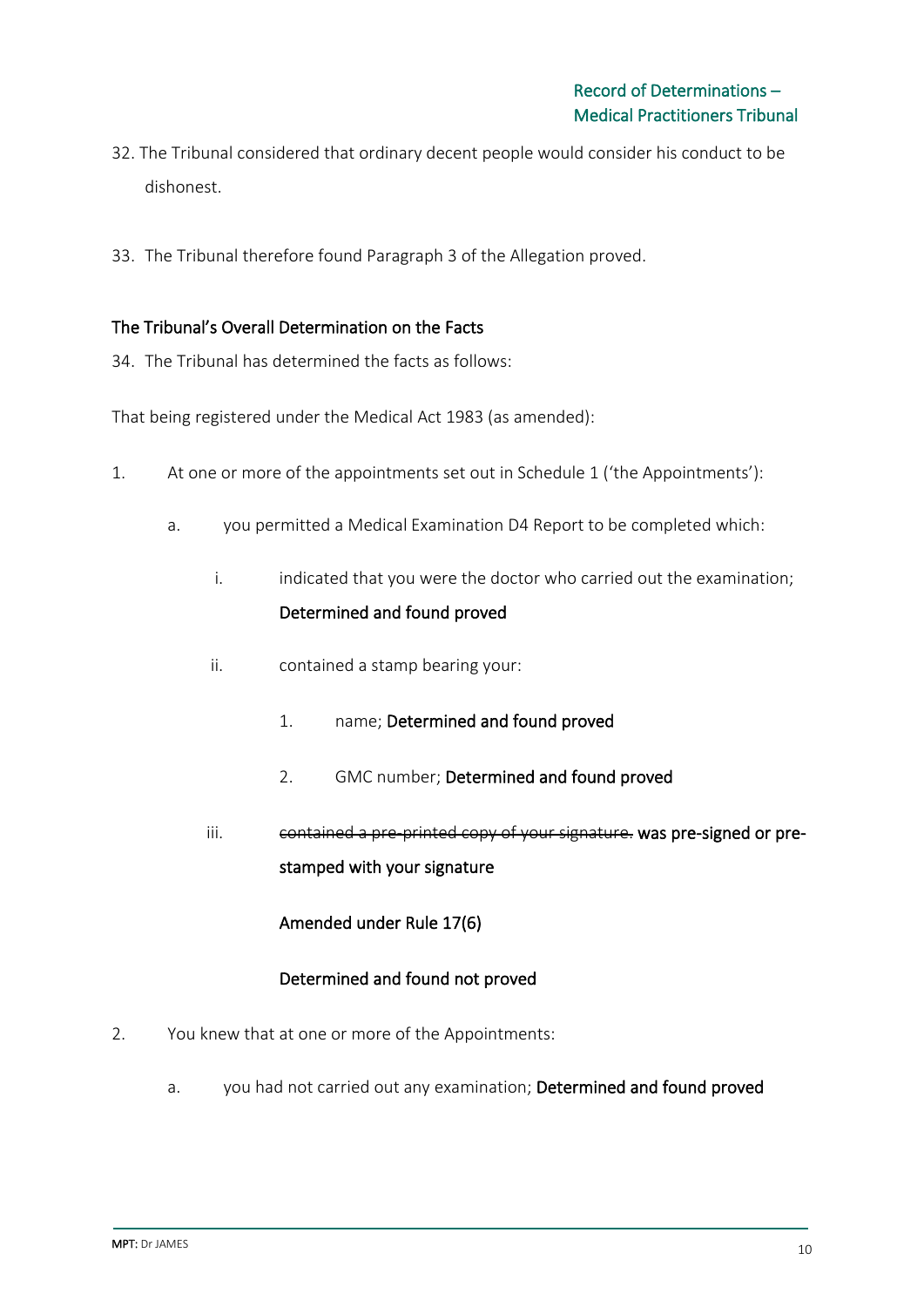32. The Tribunal considered that ordinary decent people would consider his conduct to be dishonest.

33. The Tribunal therefore found Paragraph 3 of the Allegation proved.

### The Tribunal's Overall Determination on the Facts

34. The Tribunal has determined the facts as follows:

That being registered under the Medical Act 1983 (as amended):

1. At one or more of the appointments set out in Schedule 1 ('the Appointments'):

    a. you permitted a Medical Examination D4 Report to be completed which:

        i. indicated that you were the doctor who carried out the examination; **Determined and found proved**

        ii. contained a stamp bearing your:

            1. name; **Determined and found proved**

            2. GMC number; **Determined and found proved**

        iii. ~~contained a pre-printed copy of your signature.~~ **was pre-signed or pre-stamped with your signature**

        **Amended under Rule 17(6)**

        **Determined and found not proved**

2. You knew that at one or more of the Appointments:

    a. you had not carried out any examination; **Determined and found proved**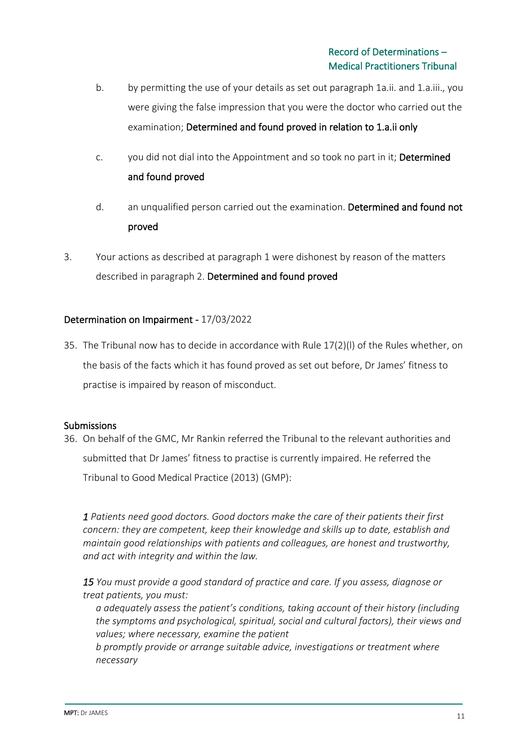b. by permitting the use of your details as set out paragraph 1a.ii. and 1.a.iii., you were giving the false impression that you were the doctor who carried out the examination; **Determined and found proved in relation to 1.a.ii only**

c. you did not dial into the Appointment and so took no part in it; **Determined and found proved**

d. an unqualified person carried out the examination. **Determined and found not proved**

3. Your actions as described at paragraph 1 were dishonest by reason of the matters described in paragraph 2. **Determined and found proved**

## Determination on Impairment - 17/03/2022

35. The Tribunal now has to decide in accordance with Rule 17(2)(l) of the Rules whether, on the basis of the facts which it has found proved as set out before, Dr James' fitness to practise is impaired by reason of misconduct.

### Submissions

36. On behalf of the GMC, Mr Rankin referred the Tribunal to the relevant authorities and submitted that Dr James' fitness to practise is currently impaired. He referred the Tribunal to Good Medical Practice (2013) (GMP):

> *1 Patients need good doctors. Good doctors make the care of their patients their first concern: they are competent, keep their knowledge and skills up to date, establish and maintain good relationships with patients and colleagues, are honest and trustworthy, and act with integrity and within the law.*
>
> *15 You must provide a good standard of practice and care. If you assess, diagnose or treat patients, you must:*
>
> *a adequately assess the patient's conditions, taking account of their history (including the symptoms and psychological, spiritual, social and cultural factors), their views and values; where necessary, examine the patient*
>
> *b promptly provide or arrange suitable advice, investigations or treatment where necessary*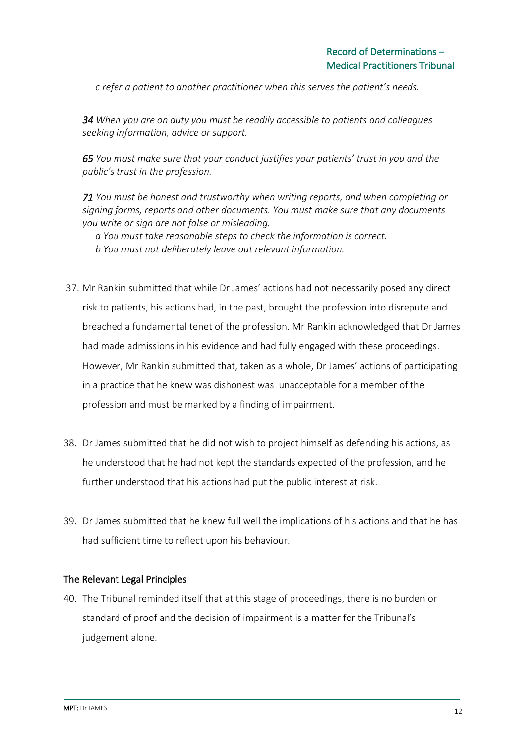*c refer a patient to another practitioner when this serves the patient's needs.*

***34** When you are on duty you must be readily accessible to patients and colleagues seeking information, advice or support.*

***65** You must make sure that your conduct justifies your patients' trust in you and the public's trust in the profession.*

***71** You must be honest and trustworthy when writing reports, and when completing or signing forms, reports and other documents. You must make sure that any documents you write or sign are not false or misleading.*

*a You must take reasonable steps to check the information is correct.*

*b You must not deliberately leave out relevant information.*

37. Mr Rankin submitted that while Dr James' actions had not necessarily posed any direct risk to patients, his actions had, in the past, brought the profession into disrepute and breached a fundamental tenet of the profession. Mr Rankin acknowledged that Dr James had made admissions in his evidence and had fully engaged with these proceedings. However, Mr Rankin submitted that, taken as a whole, Dr James' actions of participating in a practice that he knew was dishonest was unacceptable for a member of the profession and must be marked by a finding of impairment.

38. Dr James submitted that he did not wish to project himself as defending his actions, as he understood that he had not kept the standards expected of the profession, and he further understood that his actions had put the public interest at risk.

39. Dr James submitted that he knew full well the implications of his actions and that he has had sufficient time to reflect upon his behaviour.

## The Relevant Legal Principles

40. The Tribunal reminded itself that at this stage of proceedings, there is no burden or standard of proof and the decision of impairment is a matter for the Tribunal's judgement alone.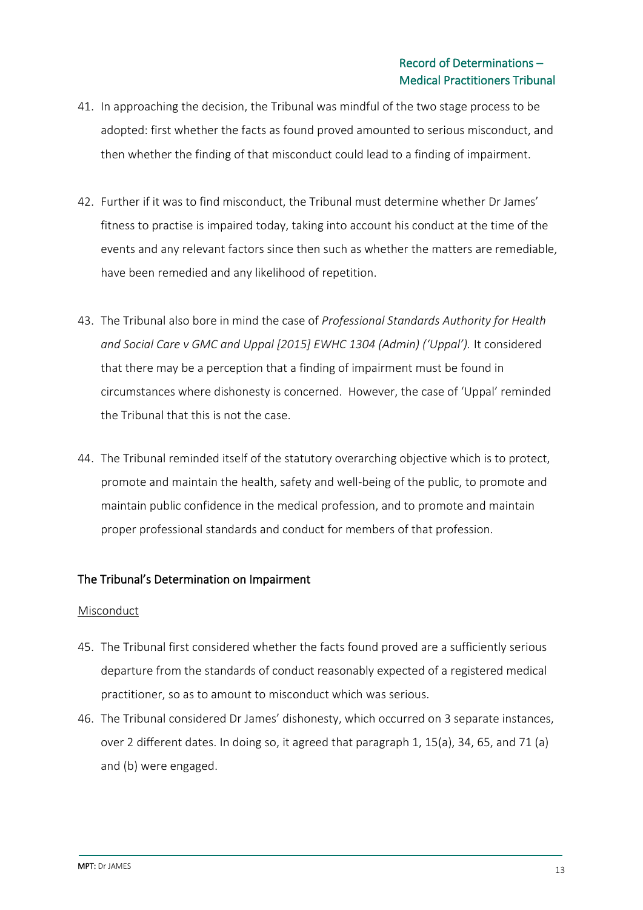41. In approaching the decision, the Tribunal was mindful of the two stage process to be adopted: first whether the facts as found proved amounted to serious misconduct, and then whether the finding of that misconduct could lead to a finding of impairment.

42. Further if it was to find misconduct, the Tribunal must determine whether Dr James' fitness to practise is impaired today, taking into account his conduct at the time of the events and any relevant factors since then such as whether the matters are remediable, have been remedied and any likelihood of repetition.

43. The Tribunal also bore in mind the case of *Professional Standards Authority for Health and Social Care v GMC and Uppal [2015] EWHC 1304 (Admin) ('Uppal').* It considered that there may be a perception that a finding of impairment must be found in circumstances where dishonesty is concerned. However, the case of 'Uppal' reminded the Tribunal that this is not the case.

44. The Tribunal reminded itself of the statutory overarching objective which is to protect, promote and maintain the health, safety and well-being of the public, to promote and maintain public confidence in the medical profession, and to promote and maintain proper professional standards and conduct for members of that profession.

## The Tribunal's Determination on Impairment

### Misconduct

45. The Tribunal first considered whether the facts found proved are a sufficiently serious departure from the standards of conduct reasonably expected of a registered medical practitioner, so as to amount to misconduct which was serious.

46. The Tribunal considered Dr James' dishonesty, which occurred on 3 separate instances, over 2 different dates. In doing so, it agreed that paragraph 1, 15(a), 34, 65, and 71 (a) and (b) were engaged.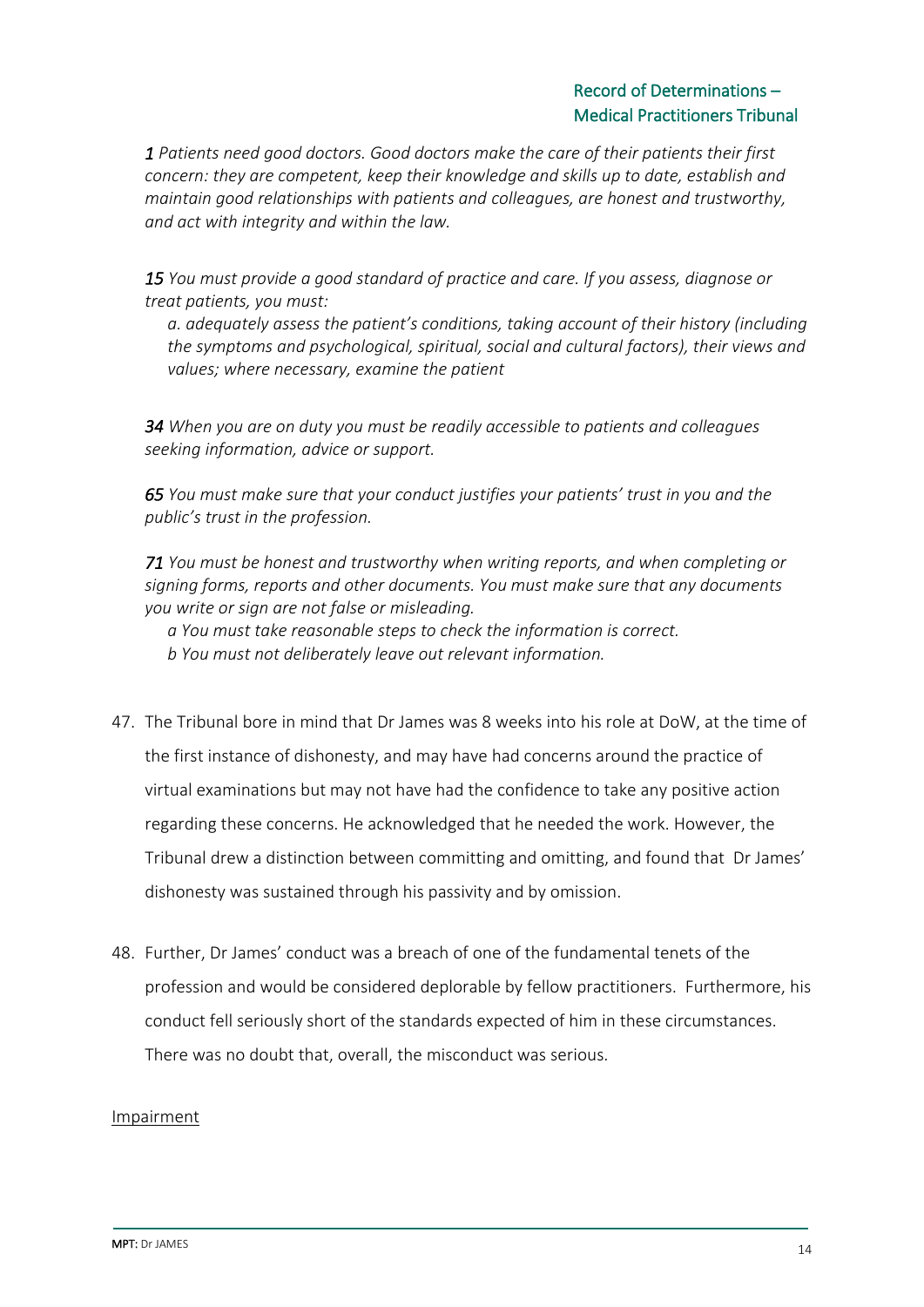*1 Patients need good doctors. Good doctors make the care of their patients their first concern: they are competent, keep their knowledge and skills up to date, establish and maintain good relationships with patients and colleagues, are honest and trustworthy, and act with integrity and within the law.*

*15 You must provide a good standard of practice and care. If you assess, diagnose or treat patients, you must:*

*a. adequately assess the patient's conditions, taking account of their history (including the symptoms and psychological, spiritual, social and cultural factors), their views and values; where necessary, examine the patient*

*34 When you are on duty you must be readily accessible to patients and colleagues seeking information, advice or support.*

*65 You must make sure that your conduct justifies your patients' trust in you and the public's trust in the profession.*

*71 You must be honest and trustworthy when writing reports, and when completing or signing forms, reports and other documents. You must make sure that any documents you write or sign are not false or misleading.*

*a You must take reasonable steps to check the information is correct.*

*b You must not deliberately leave out relevant information.*

47. The Tribunal bore in mind that Dr James was 8 weeks into his role at DoW, at the time of the first instance of dishonesty, and may have had concerns around the practice of virtual examinations but may not have had the confidence to take any positive action regarding these concerns. He acknowledged that he needed the work. However, the Tribunal drew a distinction between committing and omitting, and found that Dr James' dishonesty was sustained through his passivity and by omission.

48. Further, Dr James' conduct was a breach of one of the fundamental tenets of the profession and would be considered deplorable by fellow practitioners. Furthermore, his conduct fell seriously short of the standards expected of him in these circumstances. There was no doubt that, overall, the misconduct was serious.

## Impairment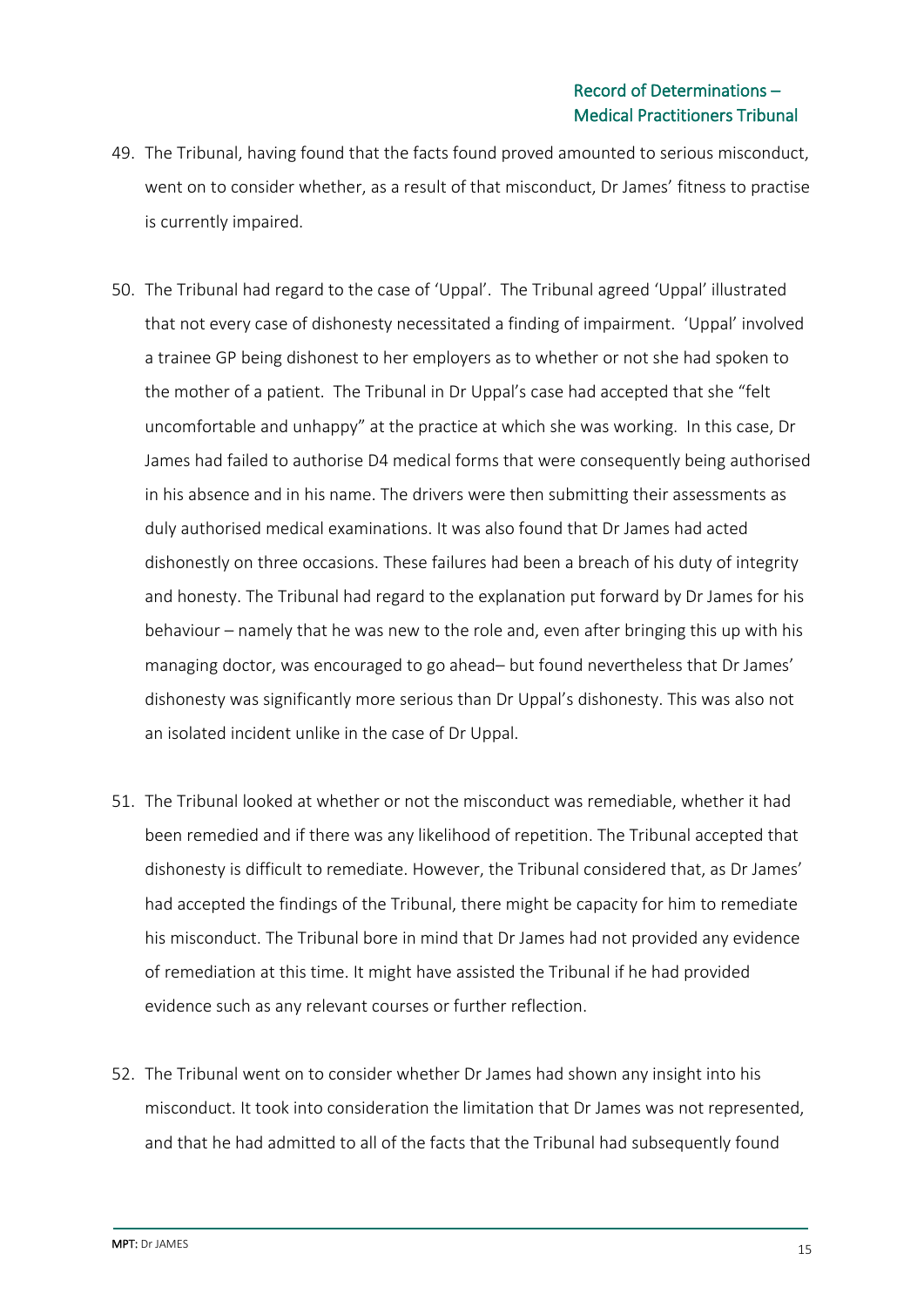49. The Tribunal, having found that the facts found proved amounted to serious misconduct, went on to consider whether, as a result of that misconduct, Dr James' fitness to practise is currently impaired.

50. The Tribunal had regard to the case of 'Uppal'. The Tribunal agreed 'Uppal' illustrated that not every case of dishonesty necessitated a finding of impairment. 'Uppal' involved a trainee GP being dishonest to her employers as to whether or not she had spoken to the mother of a patient. The Tribunal in Dr Uppal's case had accepted that she "felt uncomfortable and unhappy" at the practice at which she was working. In this case, Dr James had failed to authorise D4 medical forms that were consequently being authorised in his absence and in his name. The drivers were then submitting their assessments as duly authorised medical examinations. It was also found that Dr James had acted dishonestly on three occasions. These failures had been a breach of his duty of integrity and honesty. The Tribunal had regard to the explanation put forward by Dr James for his behaviour – namely that he was new to the role and, even after bringing this up with his managing doctor, was encouraged to go ahead– but found nevertheless that Dr James' dishonesty was significantly more serious than Dr Uppal's dishonesty. This was also not an isolated incident unlike in the case of Dr Uppal.

51. The Tribunal looked at whether or not the misconduct was remediable, whether it had been remedied and if there was any likelihood of repetition. The Tribunal accepted that dishonesty is difficult to remediate. However, the Tribunal considered that, as Dr James' had accepted the findings of the Tribunal, there might be capacity for him to remediate his misconduct. The Tribunal bore in mind that Dr James had not provided any evidence of remediation at this time. It might have assisted the Tribunal if he had provided evidence such as any relevant courses or further reflection.

52. The Tribunal went on to consider whether Dr James had shown any insight into his misconduct. It took into consideration the limitation that Dr James was not represented, and that he had admitted to all of the facts that the Tribunal had subsequently found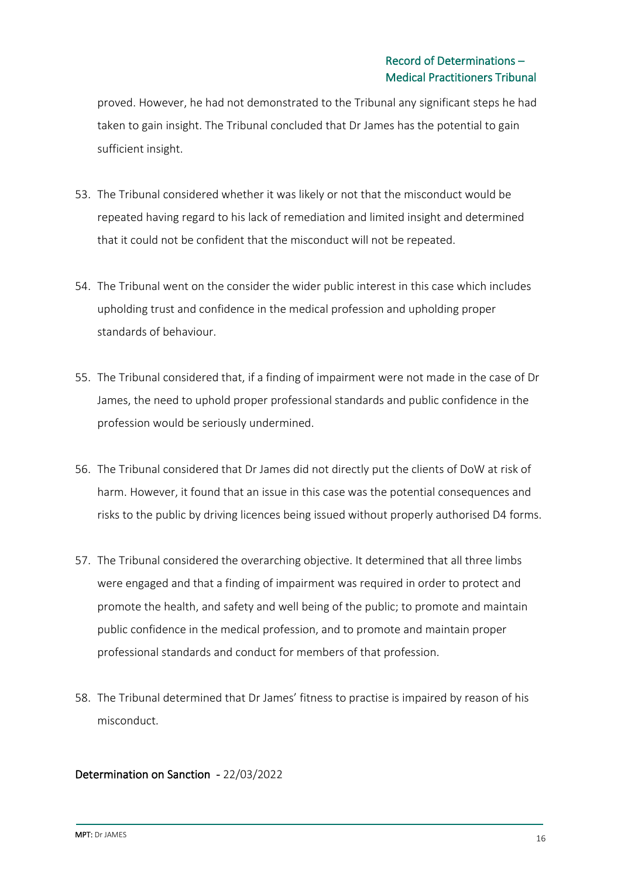proved. However, he had not demonstrated to the Tribunal any significant steps he had taken to gain insight. The Tribunal concluded that Dr James has the potential to gain sufficient insight.

53. The Tribunal considered whether it was likely or not that the misconduct would be repeated having regard to his lack of remediation and limited insight and determined that it could not be confident that the misconduct will not be repeated.

54. The Tribunal went on the consider the wider public interest in this case which includes upholding trust and confidence in the medical profession and upholding proper standards of behaviour.

55. The Tribunal considered that, if a finding of impairment were not made in the case of Dr James, the need to uphold proper professional standards and public confidence in the profession would be seriously undermined.

56. The Tribunal considered that Dr James did not directly put the clients of DoW at risk of harm. However, it found that an issue in this case was the potential consequences and risks to the public by driving licences being issued without properly authorised D4 forms.

57. The Tribunal considered the overarching objective. It determined that all three limbs were engaged and that a finding of impairment was required in order to protect and promote the health, and safety and well being of the public; to promote and maintain public confidence in the medical profession, and to promote and maintain proper professional standards and conduct for members of that profession.

58. The Tribunal determined that Dr James' fitness to practise is impaired by reason of his misconduct.

## Determination on Sanction - 22/03/2022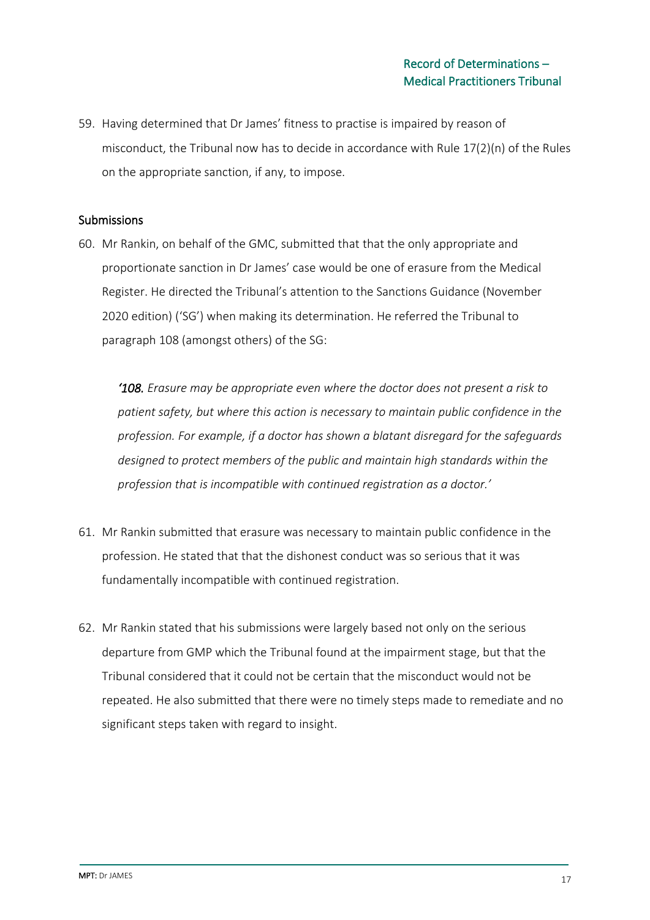59. Having determined that Dr James' fitness to practise is impaired by reason of misconduct, the Tribunal now has to decide in accordance with Rule 17(2)(n) of the Rules on the appropriate sanction, if any, to impose.

## Submissions

60. Mr Rankin, on behalf of the GMC, submitted that that the only appropriate and proportionate sanction in Dr James' case would be one of erasure from the Medical Register. He directed the Tribunal's attention to the Sanctions Guidance (November 2020 edition) ('SG') when making its determination. He referred the Tribunal to paragraph 108 (amongst others) of the SG:

    *'108. Erasure may be appropriate even where the doctor does not present a risk to patient safety, but where this action is necessary to maintain public confidence in the profession. For example, if a doctor has shown a blatant disregard for the safeguards designed to protect members of the public and maintain high standards within the profession that is incompatible with continued registration as a doctor.'*

61. Mr Rankin submitted that erasure was necessary to maintain public confidence in the profession. He stated that that the dishonest conduct was so serious that it was fundamentally incompatible with continued registration.

62. Mr Rankin stated that his submissions were largely based not only on the serious departure from GMP which the Tribunal found at the impairment stage, but that the Tribunal considered that it could not be certain that the misconduct would not be repeated. He also submitted that there were no timely steps made to remediate and no significant steps taken with regard to insight.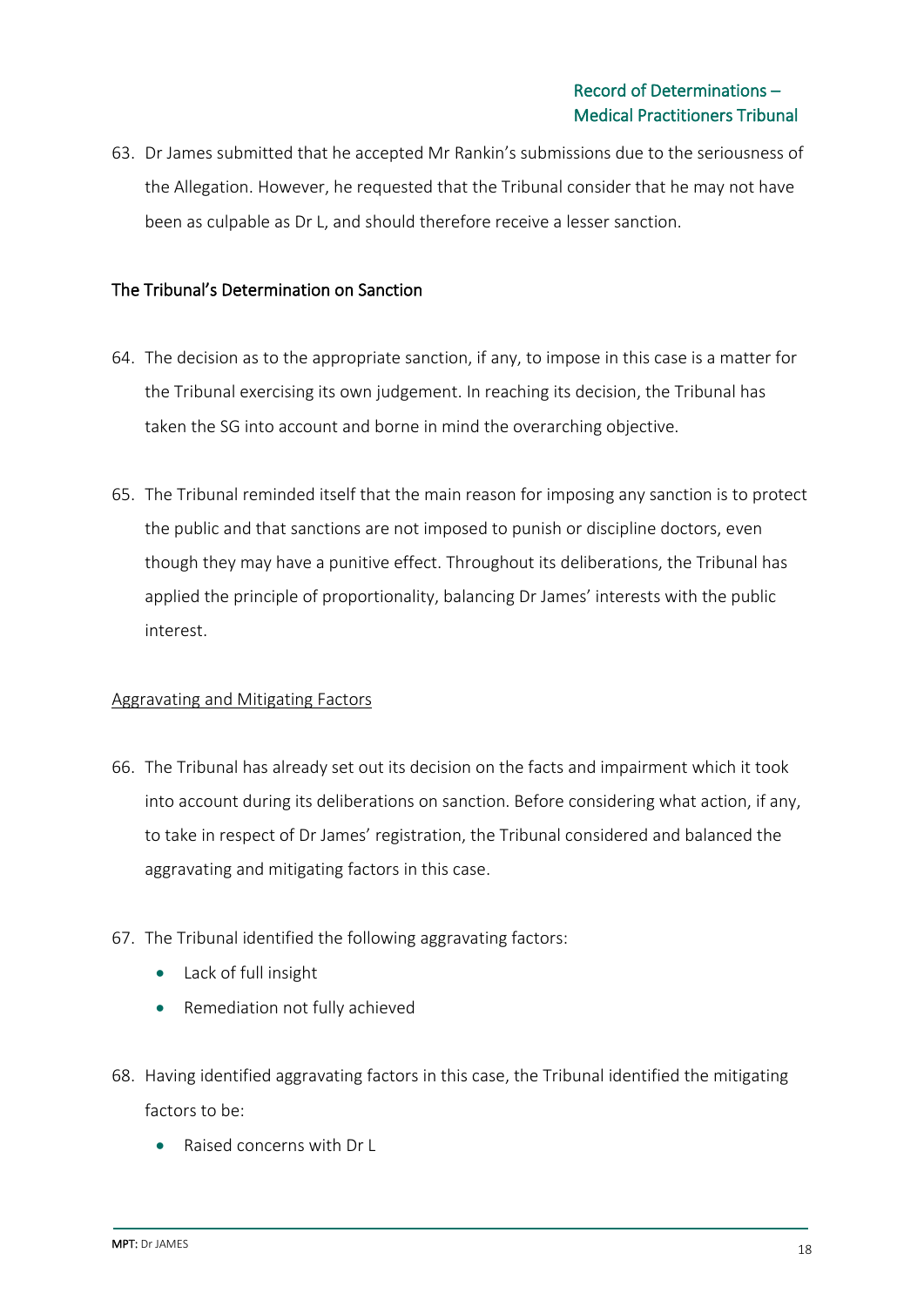63. Dr James submitted that he accepted Mr Rankin's submissions due to the seriousness of the Allegation. However, he requested that the Tribunal consider that he may not have been as culpable as Dr L, and should therefore receive a lesser sanction.

## The Tribunal's Determination on Sanction

64. The decision as to the appropriate sanction, if any, to impose in this case is a matter for the Tribunal exercising its own judgement. In reaching its decision, the Tribunal has taken the SG into account and borne in mind the overarching objective.

65. The Tribunal reminded itself that the main reason for imposing any sanction is to protect the public and that sanctions are not imposed to punish or discipline doctors, even though they may have a punitive effect. Throughout its deliberations, the Tribunal has applied the principle of proportionality, balancing Dr James' interests with the public interest.

### Aggravating and Mitigating Factors

66. The Tribunal has already set out its decision on the facts and impairment which it took into account during its deliberations on sanction. Before considering what action, if any, to take in respect of Dr James' registration, the Tribunal considered and balanced the aggravating and mitigating factors in this case.

67. The Tribunal identified the following aggravating factors:
    - Lack of full insight
    - Remediation not fully achieved

68. Having identified aggravating factors in this case, the Tribunal identified the mitigating factors to be:
    - Raised concerns with Dr L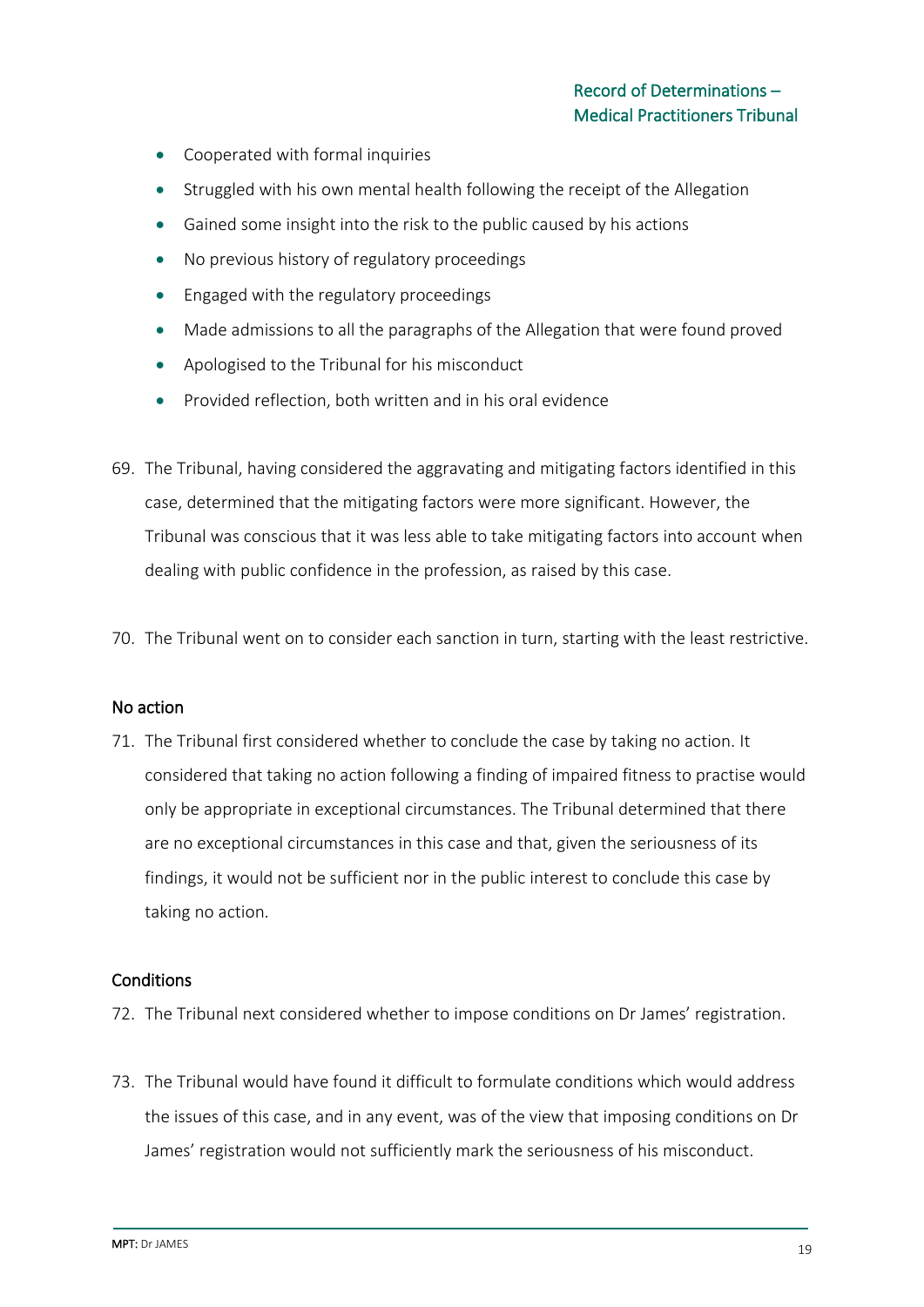- Cooperated with formal inquiries
- Struggled with his own mental health following the receipt of the Allegation
- Gained some insight into the risk to the public caused by his actions
- No previous history of regulatory proceedings
- Engaged with the regulatory proceedings
- Made admissions to all the paragraphs of the Allegation that were found proved
- Apologised to the Tribunal for his misconduct
- Provided reflection, both written and in his oral evidence

69. The Tribunal, having considered the aggravating and mitigating factors identified in this case, determined that the mitigating factors were more significant. However, the Tribunal was conscious that it was less able to take mitigating factors into account when dealing with public confidence in the profession, as raised by this case.

70. The Tribunal went on to consider each sanction in turn, starting with the least restrictive.

## No action

71. The Tribunal first considered whether to conclude the case by taking no action. It considered that taking no action following a finding of impaired fitness to practise would only be appropriate in exceptional circumstances. The Tribunal determined that there are no exceptional circumstances in this case and that, given the seriousness of its findings, it would not be sufficient nor in the public interest to conclude this case by taking no action.

## Conditions

72. The Tribunal next considered whether to impose conditions on Dr James' registration.

73. The Tribunal would have found it difficult to formulate conditions which would address the issues of this case, and in any event, was of the view that imposing conditions on Dr James' registration would not sufficiently mark the seriousness of his misconduct.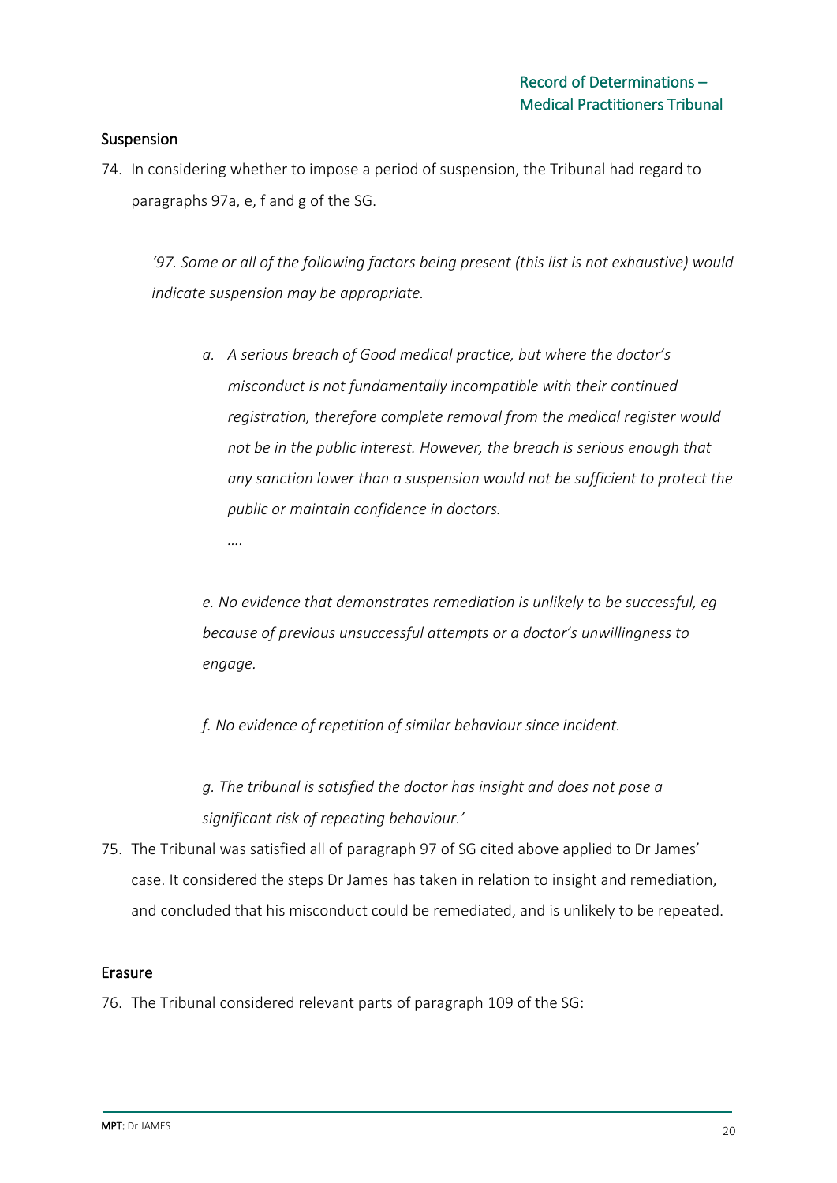### Suspension

74. In considering whether to impose a period of suspension, the Tribunal had regard to paragraphs 97a, e, f and g of the SG.

> *'97. Some or all of the following factors being present (this list is not exhaustive) would indicate suspension may be appropriate.*
>
> > *a. A serious breach of Good medical practice, but where the doctor's misconduct is not fundamentally incompatible with their continued registration, therefore complete removal from the medical register would not be in the public interest. However, the breach is serious enough that any sanction lower than a suspension would not be sufficient to protect the public or maintain confidence in doctors.*
> >
> > *....*
> >
> > *e. No evidence that demonstrates remediation is unlikely to be successful, eg because of previous unsuccessful attempts or a doctor's unwillingness to engage.*
> >
> > *f. No evidence of repetition of similar behaviour since incident.*
> >
> > *g. The tribunal is satisfied the doctor has insight and does not pose a significant risk of repeating behaviour.'*

75. The Tribunal was satisfied all of paragraph 97 of SG cited above applied to Dr James' case. It considered the steps Dr James has taken in relation to insight and remediation, and concluded that his misconduct could be remediated, and is unlikely to be repeated.

### Erasure

76. The Tribunal considered relevant parts of paragraph 109 of the SG: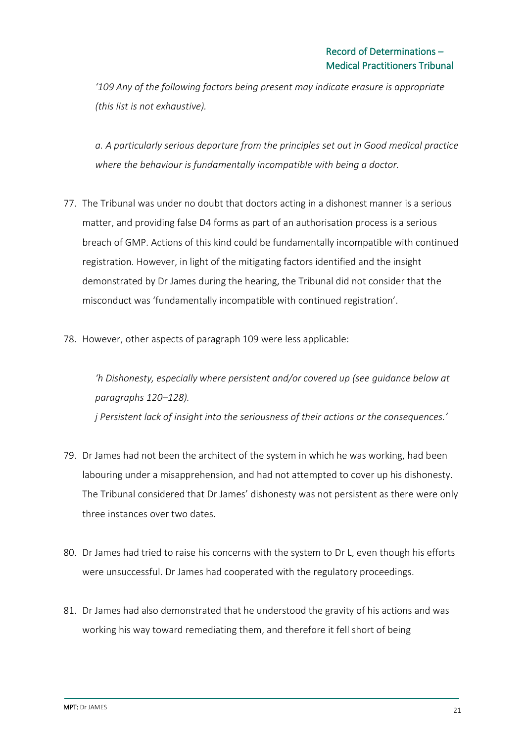*'109 Any of the following factors being present may indicate erasure is appropriate (this list is not exhaustive).*

*a. A particularly serious departure from the principles set out in Good medical practice where the behaviour is fundamentally incompatible with being a doctor.*

77. The Tribunal was under no doubt that doctors acting in a dishonest manner is a serious matter, and providing false D4 forms as part of an authorisation process is a serious breach of GMP. Actions of this kind could be fundamentally incompatible with continued registration. However, in light of the mitigating factors identified and the insight demonstrated by Dr James during the hearing, the Tribunal did not consider that the misconduct was 'fundamentally incompatible with continued registration'.

78. However, other aspects of paragraph 109 were less applicable:

    *'h Dishonesty, especially where persistent and/or covered up (see guidance below at paragraphs 120–128).*
    *j Persistent lack of insight into the seriousness of their actions or the consequences.'*

79. Dr James had not been the architect of the system in which he was working, had been labouring under a misapprehension, and had not attempted to cover up his dishonesty. The Tribunal considered that Dr James' dishonesty was not persistent as there were only three instances over two dates.

80. Dr James had tried to raise his concerns with the system to Dr L, even though his efforts were unsuccessful. Dr James had cooperated with the regulatory proceedings.

81. Dr James had also demonstrated that he understood the gravity of his actions and was working his way toward remediating them, and therefore it fell short of being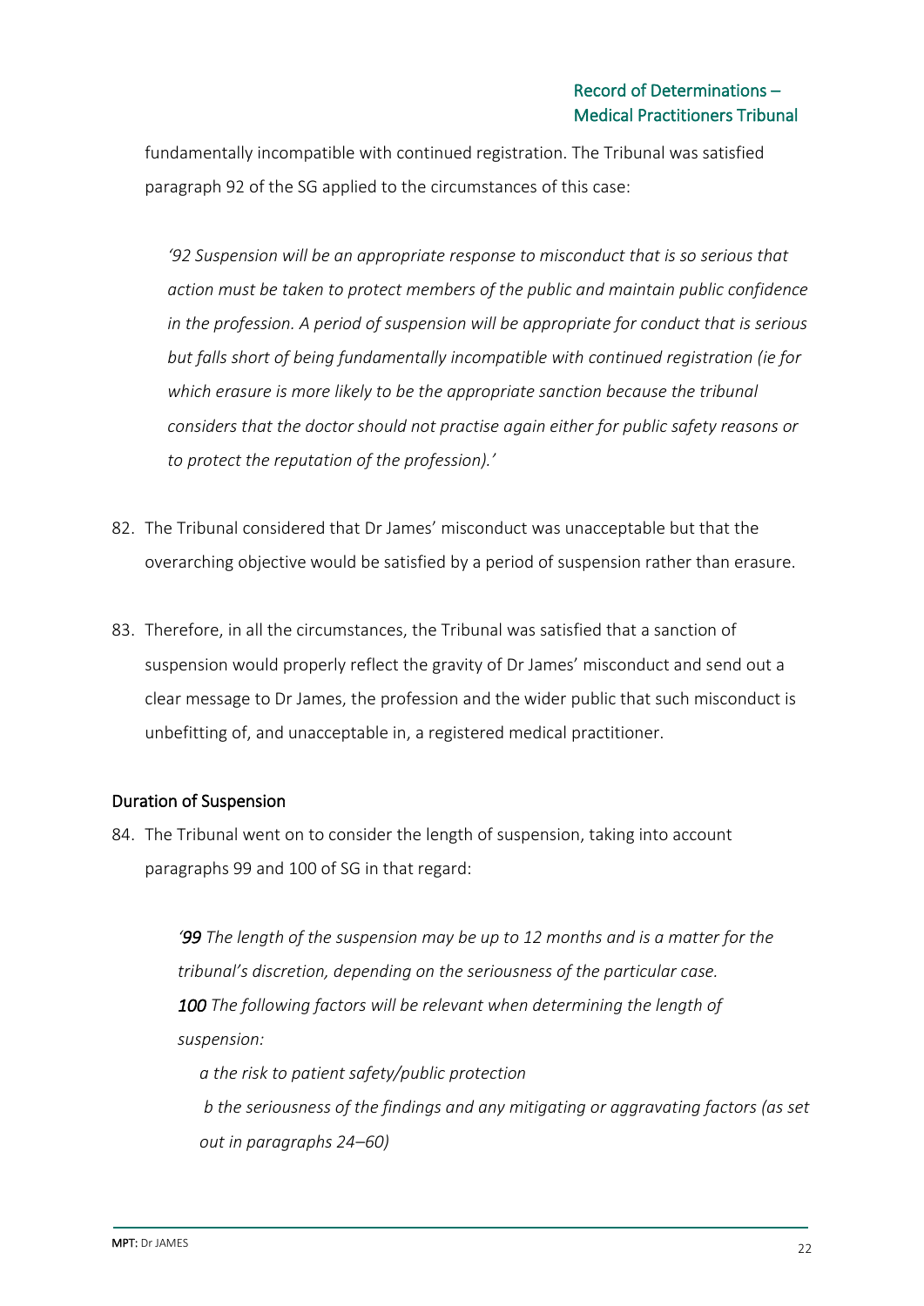fundamentally incompatible with continued registration. The Tribunal was satisfied paragraph 92 of the SG applied to the circumstances of this case:

> *'92 Suspension will be an appropriate response to misconduct that is so serious that action must be taken to protect members of the public and maintain public confidence in the profession. A period of suspension will be appropriate for conduct that is serious but falls short of being fundamentally incompatible with continued registration (ie for which erasure is more likely to be the appropriate sanction because the tribunal considers that the doctor should not practise again either for public safety reasons or to protect the reputation of the profession).'*

82. The Tribunal considered that Dr James' misconduct was unacceptable but that the overarching objective would be satisfied by a period of suspension rather than erasure.

83. Therefore, in all the circumstances, the Tribunal was satisfied that a sanction of suspension would properly reflect the gravity of Dr James' misconduct and send out a clear message to Dr James, the profession and the wider public that such misconduct is unbefitting of, and unacceptable in, a registered medical practitioner.

## Duration of Suspension

84. The Tribunal went on to consider the length of suspension, taking into account paragraphs 99 and 100 of SG in that regard:

> *'99 The length of the suspension may be up to 12 months and is a matter for the tribunal's discretion, depending on the seriousness of the particular case.*
> *100 The following factors will be relevant when determining the length of suspension:*
>
> *a the risk to patient safety/public protection*
>
> *b the seriousness of the findings and any mitigating or aggravating factors (as set out in paragraphs 24–60)*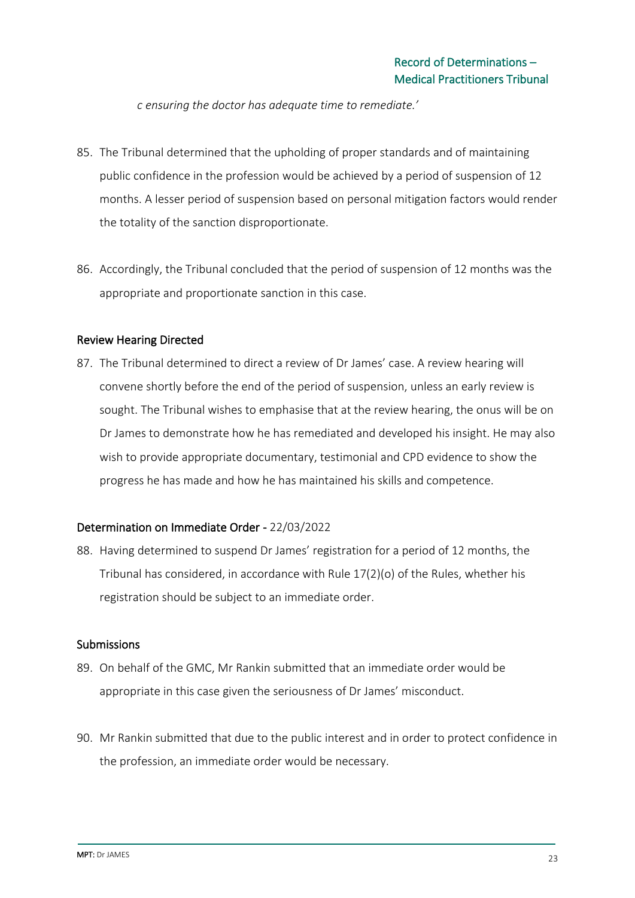*c ensuring the doctor has adequate time to remediate.'*

85. The Tribunal determined that the upholding of proper standards and of maintaining public confidence in the profession would be achieved by a period of suspension of 12 months. A lesser period of suspension based on personal mitigation factors would render the totality of the sanction disproportionate.

86. Accordingly, the Tribunal concluded that the period of suspension of 12 months was the appropriate and proportionate sanction in this case.

## Review Hearing Directed

87. The Tribunal determined to direct a review of Dr James' case. A review hearing will convene shortly before the end of the period of suspension, unless an early review is sought. The Tribunal wishes to emphasise that at the review hearing, the onus will be on Dr James to demonstrate how he has remediated and developed his insight. He may also wish to provide appropriate documentary, testimonial and CPD evidence to show the progress he has made and how he has maintained his skills and competence.

## Determination on Immediate Order - 22/03/2022

88. Having determined to suspend Dr James' registration for a period of 12 months, the Tribunal has considered, in accordance with Rule 17(2)(o) of the Rules, whether his registration should be subject to an immediate order.

## Submissions

89. On behalf of the GMC, Mr Rankin submitted that an immediate order would be appropriate in this case given the seriousness of Dr James' misconduct.

90. Mr Rankin submitted that due to the public interest and in order to protect confidence in the profession, an immediate order would be necessary.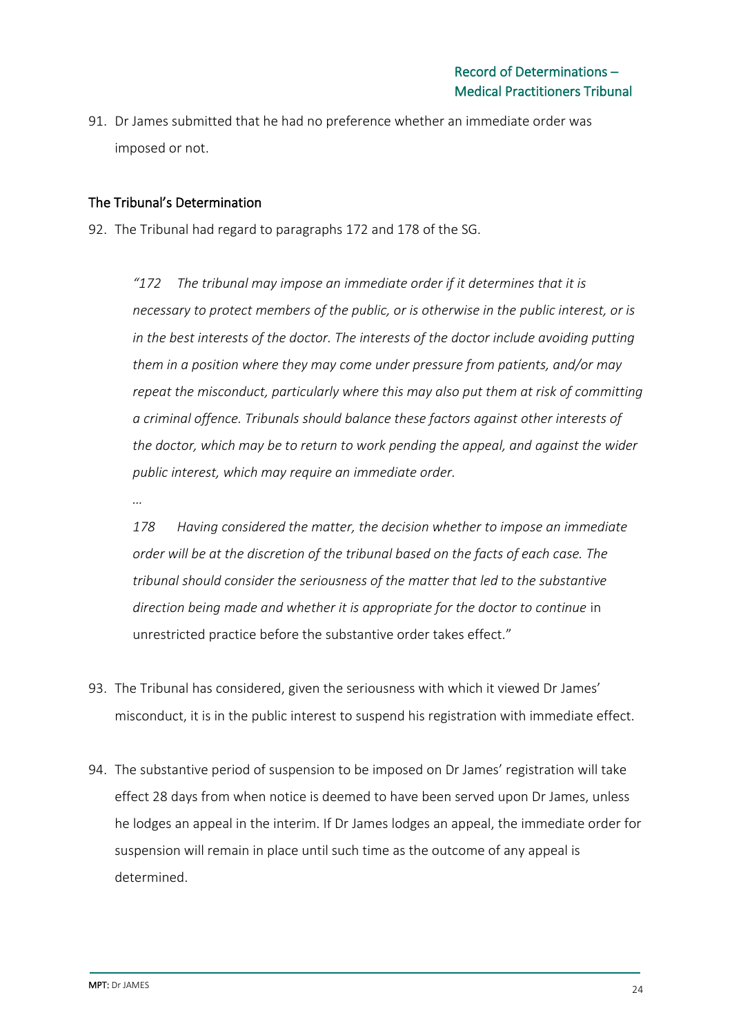91. Dr James submitted that he had no preference whether an immediate order was imposed or not.

### The Tribunal's Determination

92. The Tribunal had regard to paragraphs 172 and 178 of the SG.

> *"172 The tribunal may impose an immediate order if it determines that it is necessary to protect members of the public, or is otherwise in the public interest, or is in the best interests of the doctor. The interests of the doctor include avoiding putting them in a position where they may come under pressure from patients, and/or may repeat the misconduct, particularly where this may also put them at risk of committing a criminal offence. Tribunals should balance these factors against other interests of the doctor, which may be to return to work pending the appeal, and against the wider public interest, which may require an immediate order.*
>
> *…*
>
> *178 Having considered the matter, the decision whether to impose an immediate order will be at the discretion of the tribunal based on the facts of each case. The tribunal should consider the seriousness of the matter that led to the substantive direction being made and whether it is appropriate for the doctor to continue* in unrestricted practice before the substantive order takes effect."

93. The Tribunal has considered, given the seriousness with which it viewed Dr James' misconduct, it is in the public interest to suspend his registration with immediate effect.

94. The substantive period of suspension to be imposed on Dr James' registration will take effect 28 days from when notice is deemed to have been served upon Dr James, unless he lodges an appeal in the interim. If Dr James lodges an appeal, the immediate order for suspension will remain in place until such time as the outcome of any appeal is determined.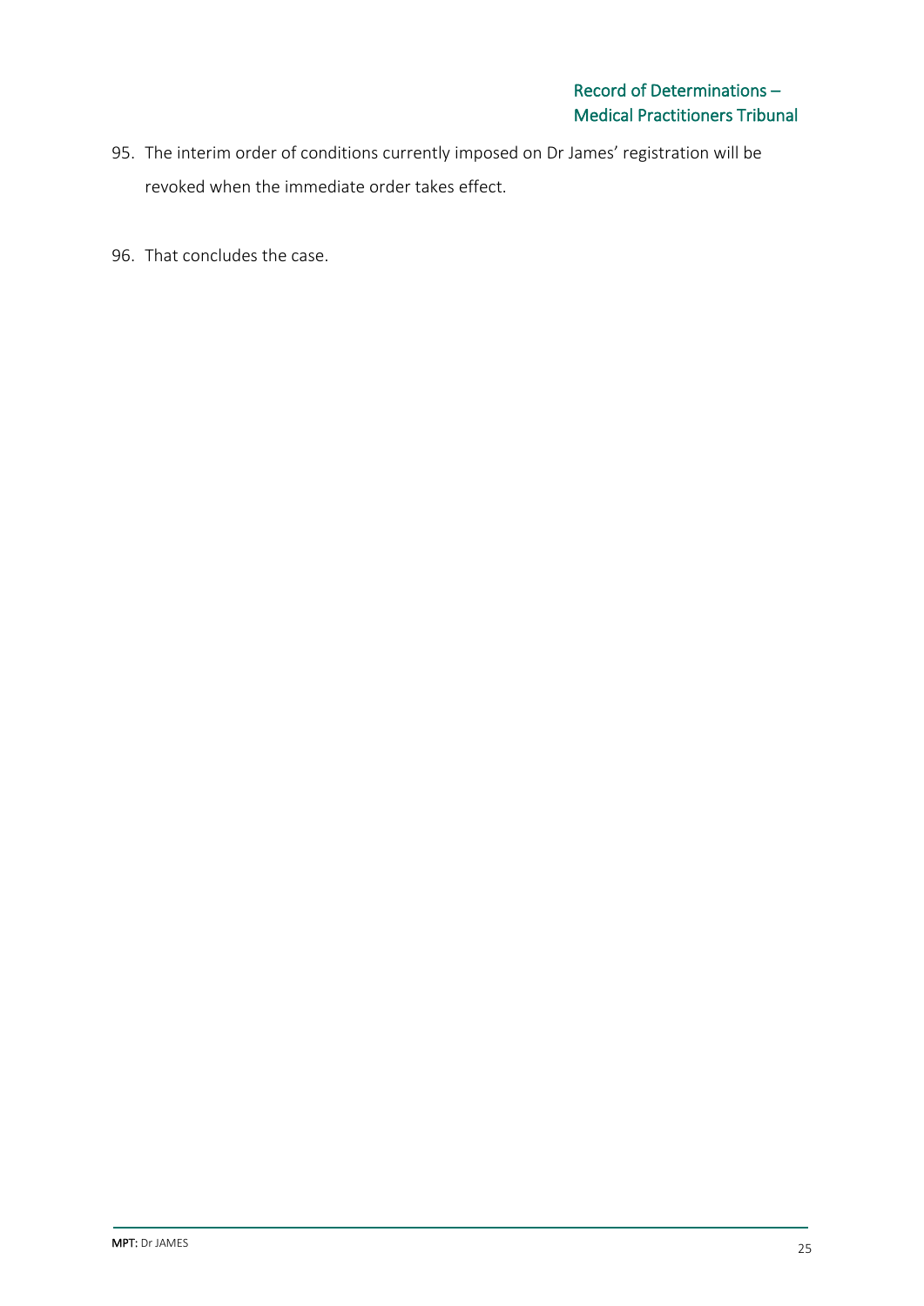95. The interim order of conditions currently imposed on Dr James' registration will be revoked when the immediate order takes effect.

96. That concludes the case.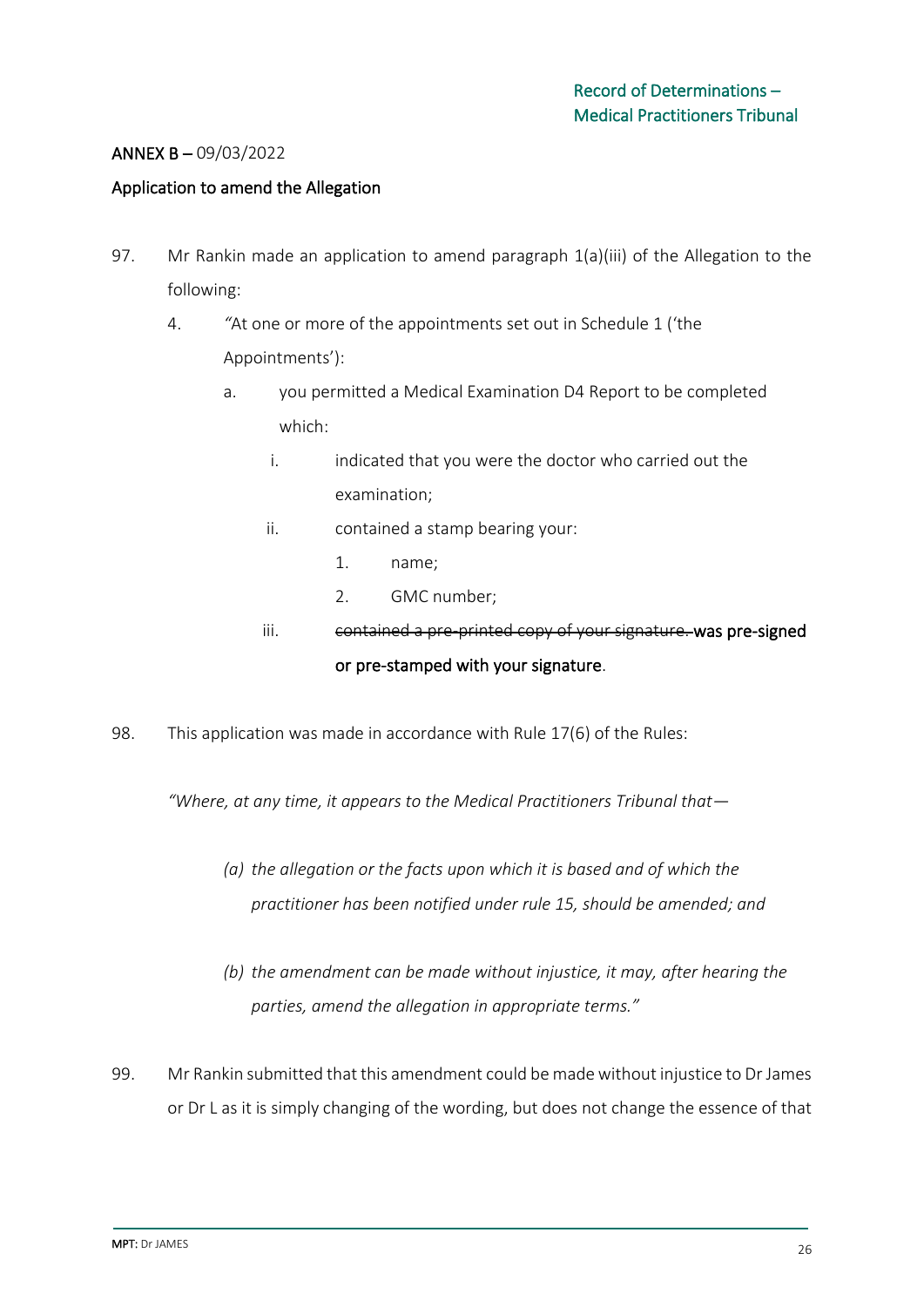**ANNEX B –** 09/03/2022

Application to amend the Allegation

97. Mr Rankin made an application to amend paragraph 1(a)(iii) of the Allegation to the following:

    4. "At one or more of the appointments set out in Schedule 1 ('the Appointments'):

        a. you permitted a Medical Examination D4 Report to be completed which:

            i. indicated that you were the doctor who carried out the examination;

            ii. contained a stamp bearing your:

                1. name;

                2. GMC number;

            iii. ~~contained a pre-printed copy of your signature.~~ **was pre-signed or pre-stamped with your signature**.

98. This application was made in accordance with Rule 17(6) of the Rules:

*"Where, at any time, it appears to the Medical Practitioners Tribunal that—*

*(a) the allegation or the facts upon which it is based and of which the practitioner has been notified under rule 15, should be amended; and*

*(b) the amendment can be made without injustice, it may, after hearing the parties, amend the allegation in appropriate terms."*

99. Mr Rankin submitted that this amendment could be made without injustice to Dr James or Dr L as it is simply changing of the wording, but does not change the essence of that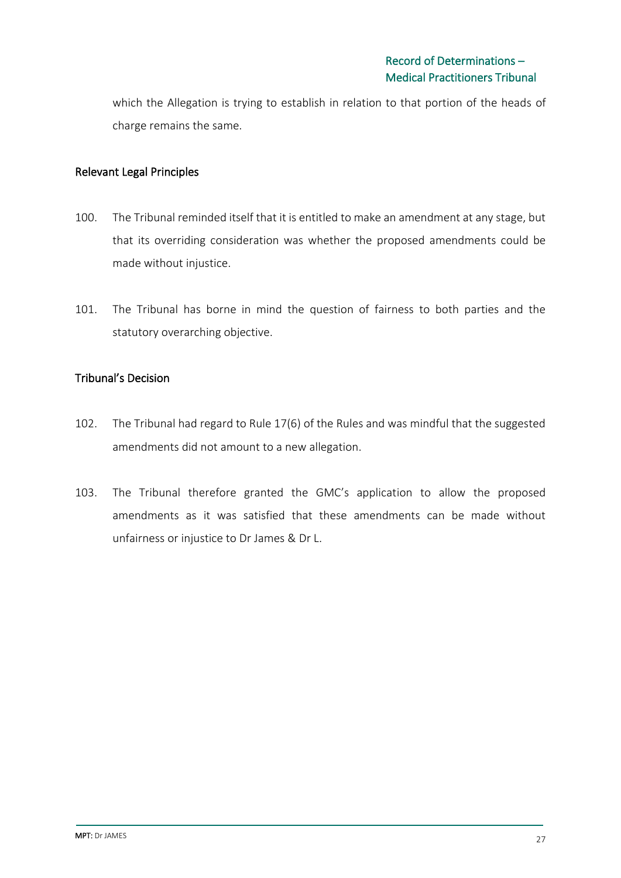which the Allegation is trying to establish in relation to that portion of the heads of charge remains the same.

## Relevant Legal Principles

100. The Tribunal reminded itself that it is entitled to make an amendment at any stage, but that its overriding consideration was whether the proposed amendments could be made without injustice.

101. The Tribunal has borne in mind the question of fairness to both parties and the statutory overarching objective.

## Tribunal's Decision

102. The Tribunal had regard to Rule 17(6) of the Rules and was mindful that the suggested amendments did not amount to a new allegation.

103. The Tribunal therefore granted the GMC's application to allow the proposed amendments as it was satisfied that these amendments can be made without unfairness or injustice to Dr James & Dr L.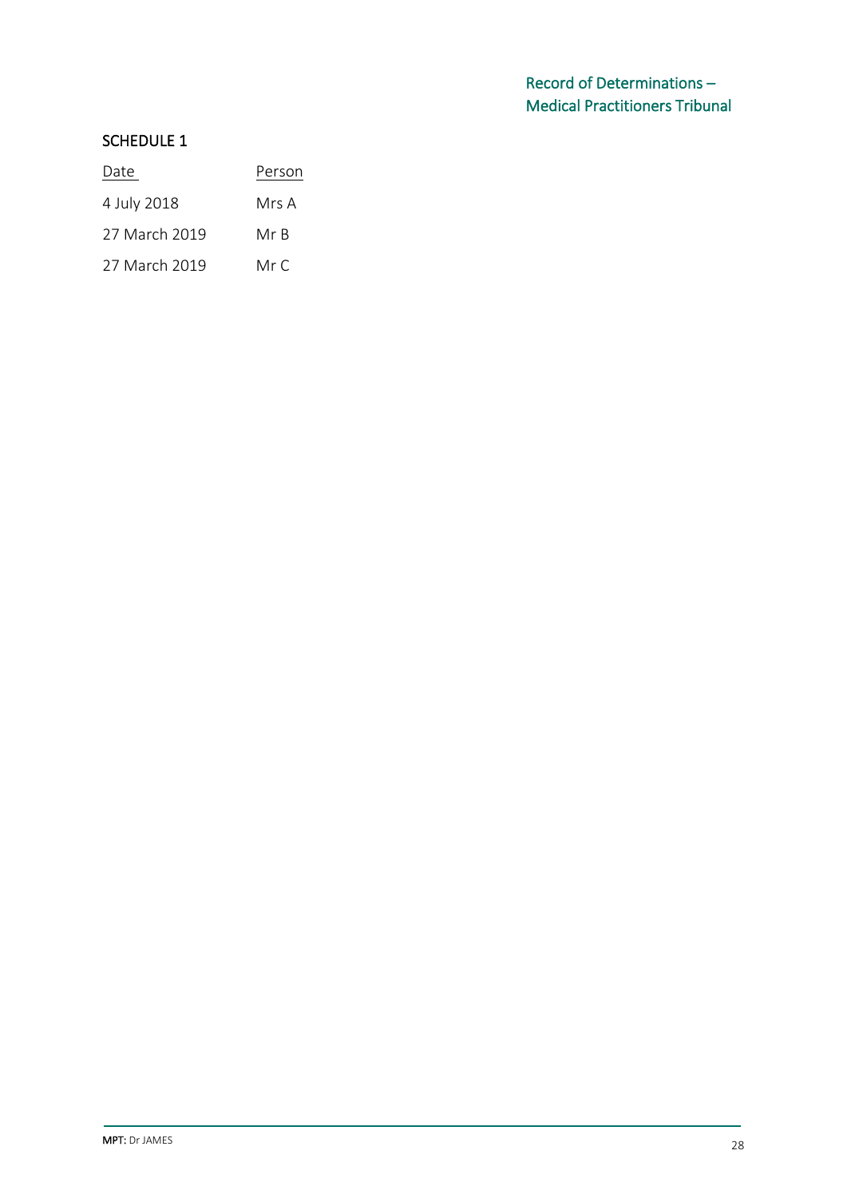## SCHEDULE 1

| Date | Person |
|---|---|
| 4 July 2018 | Mrs A |
| 27 March 2019 | Mr B |
| 27 March 2019 | Mr C |